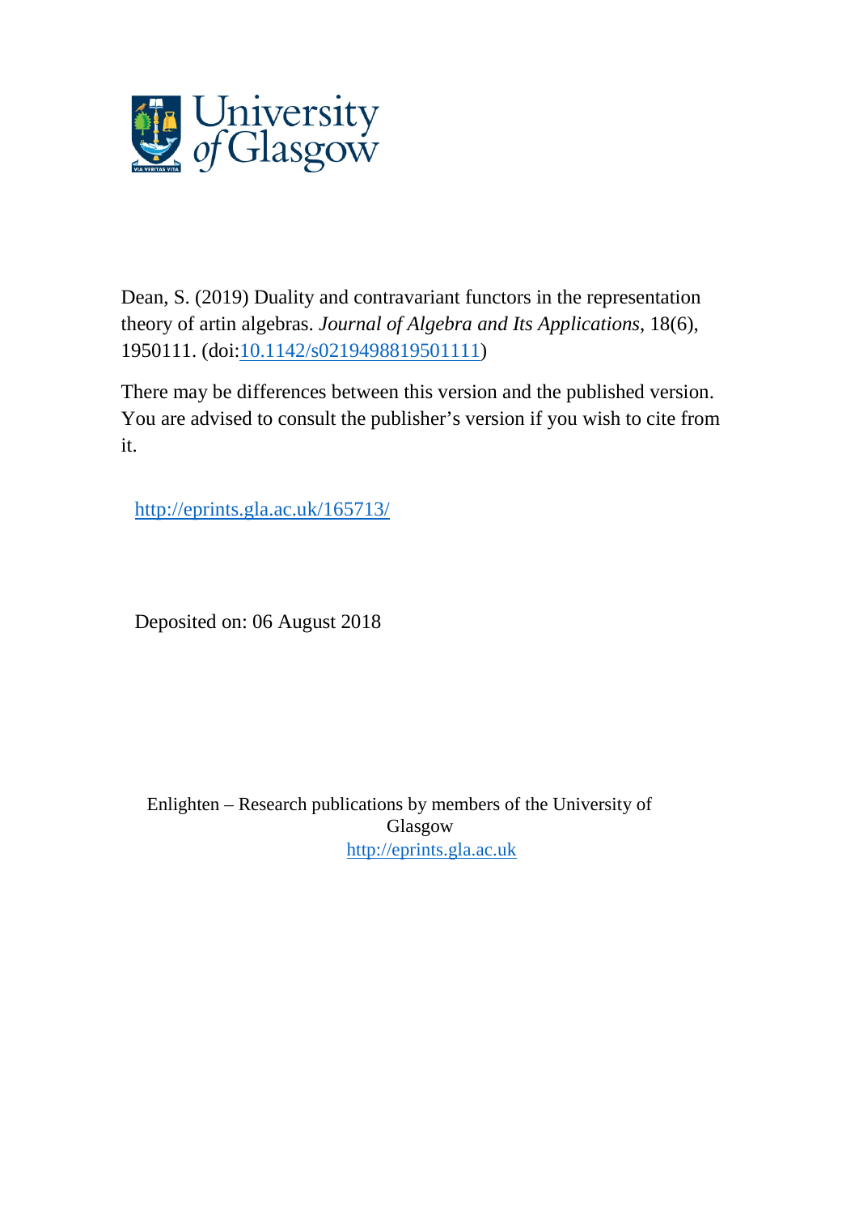Dean, S. (2019) Duality and contravariant functors in the representation theory of artin algebras. *Journal of Algebra and Its Applications*, 18(6), 1950111. (doi:10.1142/s0219498819501111)

There may be differences between this version and the published version. You are advised to consult the publisher's version if you wish to cite from it.

http://eprints.gla.ac.uk/165713/

Deposited on: 06 August 2018

Enlighten – Research publications by members of the University of Glasgow
http://eprints.gla.ac.uk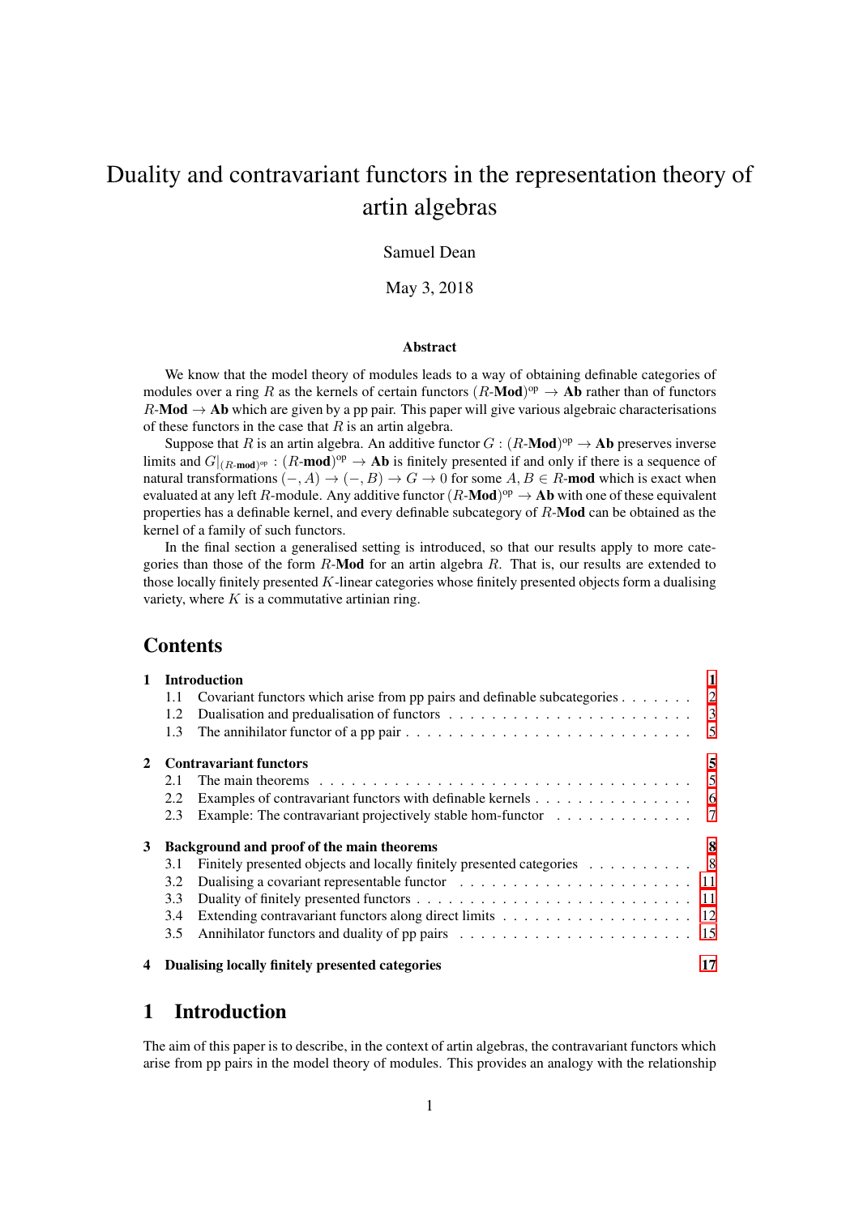# Duality and contravariant functors in the representation theory of artin algebras

Samuel Dean

May 3, 2018

### Abstract

We know that the model theory of modules leads to a way of obtaining definable categories of modules over a ring $R$ as the kernels of certain functors $(R\text{-}\mathbf{Mod})^{\mathrm{op}} \to \mathbf{Ab}$ rather than of functors $R\text{-}\mathbf{Mod} \to \mathbf{Ab}$ which are given by a pp pair. This paper will give various algebraic characterisations of these functors in the case that $R$ is an artin algebra.

Suppose that $R$ is an artin algebra. An additive functor $G : (R\text{-}\mathbf{Mod})^{\mathrm{op}} \to \mathbf{Ab}$ preserves inverse limits and $G|_{(R\text{-}\mathbf{mod})^{\mathrm{op}}} : (R\text{-}\mathbf{mod})^{\mathrm{op}} \to \mathbf{Ab}$ is finitely presented if and only if there is a sequence of natural transformations $(-, A) \to (-, B) \to G \to 0$ for some $A, B \in R\text{-}\mathbf{mod}$ which is exact when evaluated at any left $R$-module. Any additive functor $(R\text{-}\mathbf{Mod})^{\mathrm{op}} \to \mathbf{Ab}$ with one of these equivalent properties has a definable kernel, and every definable subcategory of $R\text{-}\mathbf{Mod}$ can be obtained as the kernel of a family of such functors.

In the final section a generalised setting is introduced, so that our results apply to more categories than those of the form $R\text{-}\mathbf{Mod}$ for an artin algebra $R$. That is, our results are extended to those locally finitely presented $K$-linear categories whose finitely presented objects form a dualising variety, where $K$ is a commutative artinian ring.

## Contents

- **1 Introduction** — 1
  - 1.1 Covariant functors which arise from pp pairs and definable subcategories — 2
  - 1.2 Dualisation and predualisation of functors — 3
  - 1.3 The annihilator functor of a pp pair — 5
- **2 Contravariant functors** — 5
  - 2.1 The main theorems — 5
  - 2.2 Examples of contravariant functors with definable kernels — 6
  - 2.3 Example: The contravariant projectively stable hom-functor — 7
- **3 Background and proof of the main theorems** — 8
  - 3.1 Finitely presented objects and locally finitely presented categories — 8
  - 3.2 Dualising a covariant representable functor — 11
  - 3.3 Duality of finitely presented functors — 11
  - 3.4 Extending contravariant functors along direct limits — 12
  - 3.5 Annihilator functors and duality of pp pairs — 15
- **4 Dualising locally finitely presented categories** — 17

## 1 Introduction

The aim of this paper is to describe, in the context of artin algebras, the contravariant functors which arise from pp pairs in the model theory of modules. This provides an analogy with the relationship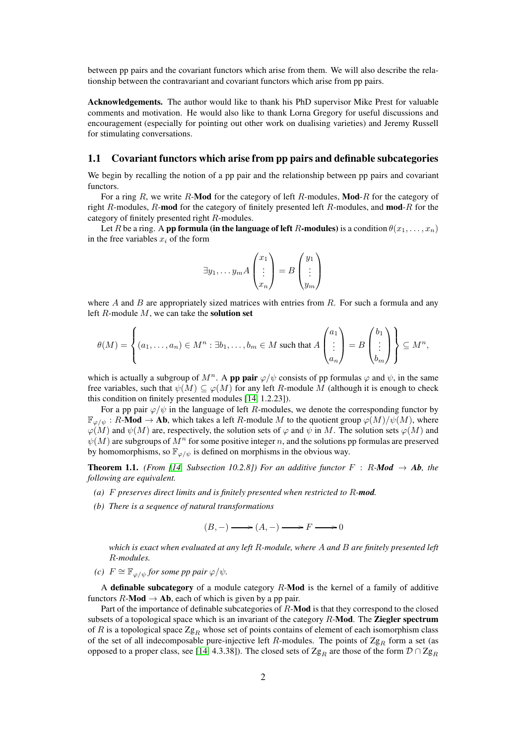between pp pairs and the covariant functors which arise from them. We will also describe the relationship between the contravariant and covariant functors which arise from pp pairs.

**Acknowledgements.** The author would like to thank his PhD supervisor Mike Prest for valuable comments and motivation. He would also like to thank Lorna Gregory for useful discussions and encouragement (especially for pointing out other work on dualising varieties) and Jeremy Russell for stimulating conversations.

### 1.1 Covariant functors which arise from pp pairs and definable subcategories

We begin by recalling the notion of a pp pair and the relationship between pp pairs and covariant functors.

For a ring $R$, we write $R$-**Mod** for the category of left $R$-modules, **Mod**-$R$ for the category of right $R$-modules, $R$-**mod** for the category of finitely presented left $R$-modules, and **mod**-$R$ for the category of finitely presented right $R$-modules.

Let $R$ be a ring. A **pp formula (in the language of left $R$-modules)** is a condition $\theta(x_1, \dots, x_n)$ in the free variables $x_i$ of the form

$$\exists y_1, \dots y_m A \begin{pmatrix} x_1 \\ \vdots \\ x_n \end{pmatrix} = B \begin{pmatrix} y_1 \\ \vdots \\ y_m \end{pmatrix}$$

where $A$ and $B$ are appropriately sized matrices with entries from $R$. For such a formula and any left $R$-module $M$, we can take the **solution set**

$$\theta(M) = \left\{ (a_1, \dots, a_n) \in M^n : \exists b_1, \dots, b_m \in M \text{ such that } A \begin{pmatrix} a_1 \\ \vdots \\ a_n \end{pmatrix} = B \begin{pmatrix} b_1 \\ \vdots \\ b_m \end{pmatrix} \right\} \subseteq M^n,$$

which is actually a subgroup of $M^n$. A **pp pair** $\varphi/\psi$ consists of pp formulas $\varphi$ and $\psi$, in the same free variables, such that $\psi(M) \subseteq \varphi(M)$ for any left $R$-module $M$ (although it is enough to check this condition on finitely presented modules [14, 1.2.23]).

For a pp pair $\varphi/\psi$ in the language of left $R$-modules, we denote the corresponding functor by $\mathbb{F}_{\varphi/\psi} : R\text{-}\mathbf{Mod} \to \mathbf{Ab}$, which takes a left $R$-module $M$ to the quotient group $\varphi(M)/\psi(M)$, where $\varphi(M)$ and $\psi(M)$ are, respectively, the solution sets of $\varphi$ and $\psi$ in $M$. The solution sets $\varphi(M)$ and $\psi(M)$ are subgroups of $M^n$ for some positive integer $n$, and the solutions pp formulas are preserved by homomorphisms, so $\mathbb{F}_{\varphi/\psi}$ is defined on morphisms in the obvious way.

**Theorem 1.1.** *(From [14, Subsection 10.2.8]) For an additive functor $F : R\text{-}\mathbf{Mod} \to \mathbf{Ab}$, the following are equivalent.*

*(a) $F$ preserves direct limits and is finitely presented when restricted to $R$-**mod**.*

*(b) There is a sequence of natural transformations*

$$(B, -) \longrightarrow (A, -) \longrightarrow F \longrightarrow 0$$

*which is exact when evaluated at any left $R$-module, where $A$ and $B$ are finitely presented left $R$-modules.*

*(c) $F \cong \mathbb{F}_{\varphi/\psi}$ for some pp pair $\varphi/\psi$.*

A **definable subcategory** of a module category $R$-**Mod** is the kernel of a family of additive functors $R$-**Mod** $\to$ **Ab**, each of which is given by a pp pair.

Part of the importance of definable subcategories of $R$-**Mod** is that they correspond to the closed subsets of a topological space which is an invariant of the category $R$-**Mod**. The **Ziegler spectrum** of $R$ is a topological space $\mathrm{Zg}_R$ whose set of points contains of element of each isomorphism class of the set of all indecomposable pure-injective left $R$-modules. The points of $\mathrm{Zg}_R$ form a set (as opposed to a proper class, see [14, 4.3.38]). The closed sets of $\mathrm{Zg}_R$ are those of the form $\mathcal{D} \cap \mathrm{Zg}_R$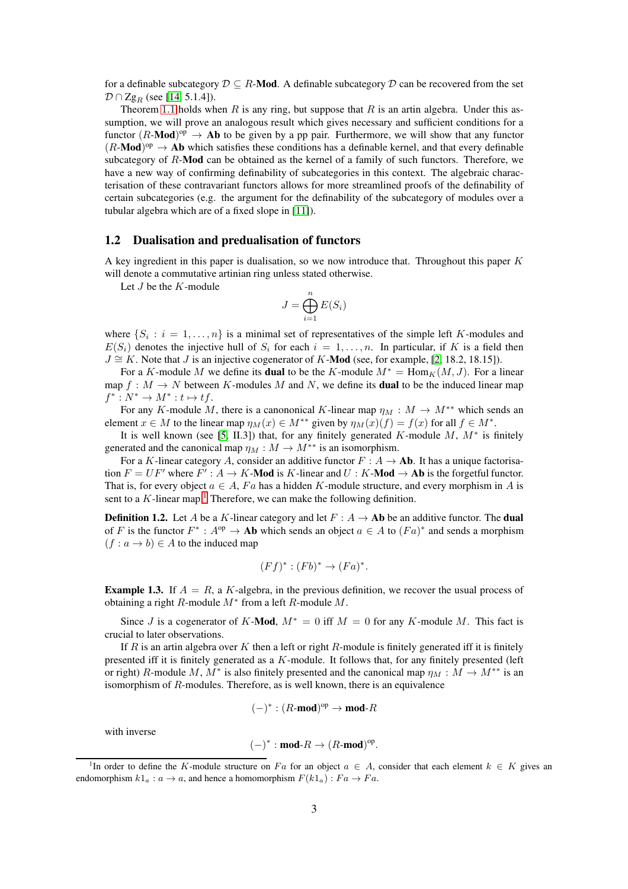for a definable subcategory $\mathcal{D} \subseteq R$-**Mod**. A definable subcategory $\mathcal{D}$ can be recovered from the set $\mathcal{D} \cap \mathrm{Zg}_R$ (see [14, 5.1.4]).

Theorem 1.1 holds when $R$ is any ring, but suppose that $R$ is an artin algebra. Under this assumption, we will prove an analogous result which gives necessary and sufficient conditions for a functor $(R\text{-}\mathbf{Mod})^{\mathrm{op}} \to \mathbf{Ab}$ to be given by a pp pair. Furthermore, we will show that any functor $(R\text{-}\mathbf{Mod})^{\mathrm{op}} \to \mathbf{Ab}$ which satisfies these conditions has a definable kernel, and that every definable subcategory of $R$-**Mod** can be obtained as the kernel of a family of such functors. Therefore, we have a new way of confirming definability of subcategories in this context. The algebraic characterisation of these contravariant functors allows for more streamlined proofs of the definability of certain subcategories (e.g. the argument for the definability of the subcategory of modules over a tubular algebra which are of a fixed slope in [11]).

### 1.2 Dualisation and predualisation of functors

A key ingredient in this paper is dualisation, so we now introduce that. Throughout this paper $K$ will denote a commutative artinian ring unless stated otherwise.

Let $J$ be the $K$-module

$$J = \bigoplus_{i=1}^{n} E(S_i)$$

where $\{S_i : i = 1, \ldots, n\}$ is a minimal set of representatives of the simple left $K$-modules and $E(S_i)$ denotes the injective hull of $S_i$ for each $i = 1, \ldots, n$. In particular, if $K$ is a field then $J \cong K$. Note that $J$ is an injective cogenerator of $K$-**Mod** (see, for example, [2, 18.2, 18.15]).

For a $K$-module $M$ we define its **dual** to be the $K$-module $M^* = \mathrm{Hom}_K(M, J)$. For a linear map $f : M \to N$ between $K$-modules $M$ and $N$, we define its **dual** to be the induced linear map $f^* : N^* \to M^* : t \mapsto tf$.

For any $K$-module $M$, there is a canononical $K$-linear map $\eta_M : M \to M^{**}$ which sends an element $x \in M$ to the linear map $\eta_M(x) \in M^{**}$ given by $\eta_M(x)(f) = f(x)$ for all $f \in M^*$.

It is well known (see [5, II.3]) that, for any finitely generated $K$-module $M$, $M^*$ is finitely generated and the canonical map $\eta_M : M \to M^{**}$ is an isomorphism.

For a $K$-linear category $A$, consider an additive functor $F : A \to \mathbf{Ab}$. It has a unique factorisation $F = UF'$ where $F' : A \to K$-**Mod** is $K$-linear and $U : K\text{-}\mathbf{Mod} \to \mathbf{Ab}$ is the forgetful functor. That is, for every object $a \in A$, $Fa$ has a hidden $K$-module structure, and every morphism in $A$ is sent to a $K$-linear map.[1] Therefore, we can make the following definition.

**Definition 1.2.** Let $A$ be a $K$-linear category and let $F : A \to \mathbf{Ab}$ be an additive functor. The **dual** of $F$ is the functor $F^* : A^{\mathrm{op}} \to \mathbf{Ab}$ which sends an object $a \in A$ to $(Fa)^*$ and sends a morphism $(f : a \to b) \in A$ to the induced map

$$(Ff)^* : (Fb)^* \to (Fa)^*.$$

**Example 1.3.** If $A = R$, a $K$-algebra, in the previous definition, we recover the usual process of obtaining a right $R$-module $M^*$ from a left $R$-module $M$.

Since $J$ is a cogenerator of $K$-**Mod**, $M^* = 0$ iff $M = 0$ for any $K$-module $M$. This fact is crucial to later observations.

If $R$ is an artin algebra over $K$ then a left or right $R$-module is finitely generated iff it is finitely presented iff it is finitely generated as a $K$-module. It follows that, for any finitely presented (left or right) $R$-module $M$, $M^*$ is also finitely presented and the canonical map $\eta_M : M \to M^{**}$ is an isomorphism of $R$-modules. Therefore, as is well known, there is an equivalence

$$(-)^* : (R\text{-}\mathbf{mod})^{\mathrm{op}} \to \mathbf{mod}\text{-}R$$

with inverse

$$(-)^* : \mathbf{mod}\text{-}R \to (R\text{-}\mathbf{mod})^{\mathrm{op}}.$$

[1] In order to define the $K$-module structure on $Fa$ for an object $a \in A$, consider that each element $k \in K$ gives an endomorphism $k1_a : a \to a$, and hence a homomorphism $F(k1_a) : Fa \to Fa$.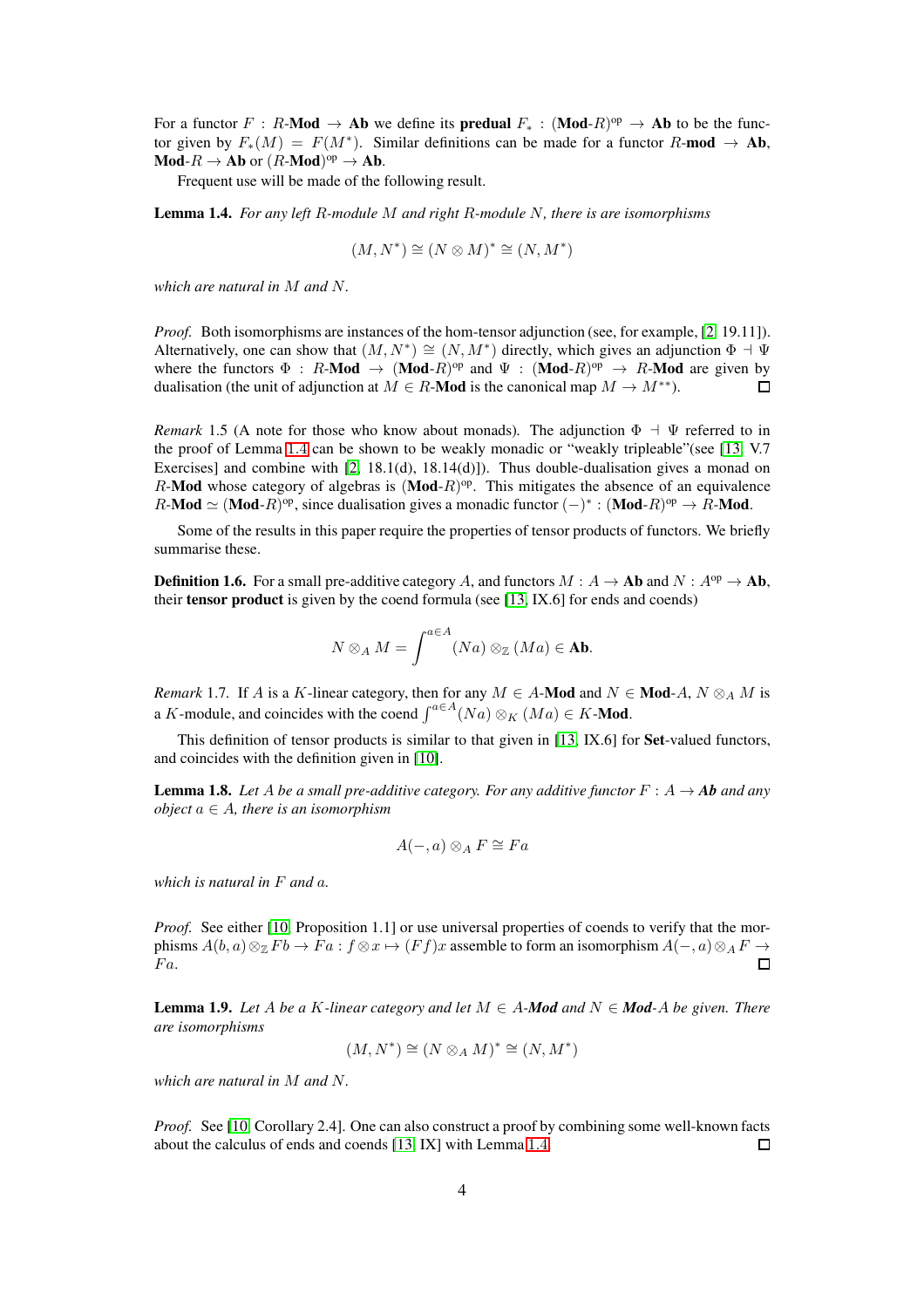For a functor $F : R\text{-}\mathbf{Mod} \to \mathbf{Ab}$ we define its **predual** $F_* : (\mathbf{Mod}\text{-}R)^{\mathrm{op}} \to \mathbf{Ab}$ to be the functor given by $F_*(M) = F(M^*)$. Similar definitions can be made for a functor $R\text{-}\mathbf{mod} \to \mathbf{Ab}$, $\mathbf{Mod}\text{-}R \to \mathbf{Ab}$ or $(R\text{-}\mathbf{Mod})^{\mathrm{op}} \to \mathbf{Ab}$.

Frequent use will be made of the following result.

**Lemma 1.4.** *For any left $R$-module $M$ and right $R$-module $N$, there is are isomorphisms*

$$(M, N^*) \cong (N \otimes M)^* \cong (N, M^*)$$

*which are natural in $M$ and $N$.*

*Proof.* Both isomorphisms are instances of the hom-tensor adjunction (see, for example, [2, 19.11]). Alternatively, one can show that $(M, N^*) \cong (N, M^*)$ directly, which gives an adjunction $\Phi \dashv \Psi$ where the functors $\Phi : R\text{-}\mathbf{Mod} \to (\mathbf{Mod}\text{-}R)^{\mathrm{op}}$ and $\Psi : (\mathbf{Mod}\text{-}R)^{\mathrm{op}} \to R\text{-}\mathbf{Mod}$ are given by dualisation (the unit of adjunction at $M \in R\text{-}\mathbf{Mod}$ is the canonical map $M \to M^{**}$). □

*Remark* 1.5 (A note for those who know about monads). The adjunction $\Phi \dashv \Psi$ referred to in the proof of Lemma 1.4 can be shown to be weakly monadic or "weakly tripleable"(see [13, V.7 Exercises] and combine with [2, 18.1(d), 18.14(d)]). Thus double-dualisation gives a monad on $R$-**Mod** whose category of algebras is $(\mathbf{Mod}\text{-}R)^{\mathrm{op}}$. This mitigates the absence of an equivalence $R\text{-}\mathbf{Mod} \simeq (\mathbf{Mod}\text{-}R)^{\mathrm{op}}$, since dualisation gives a monadic functor $(-)^* : (\mathbf{Mod}\text{-}R)^{\mathrm{op}} \to R\text{-}\mathbf{Mod}$.

Some of the results in this paper require the properties of tensor products of functors. We briefly summarise these.

**Definition 1.6.** For a small pre-additive category $A$, and functors $M : A \to \mathbf{Ab}$ and $N : A^{\mathrm{op}} \to \mathbf{Ab}$, their **tensor product** is given by the coend formula (see [13, IX.6] for ends and coends)

$$N \otimes_A M = \int^{a \in A} (Na) \otimes_{\mathbb{Z}} (Ma) \in \mathbf{Ab}.$$

*Remark* 1.7. If $A$ is a $K$-linear category, then for any $M \in A\text{-}\mathbf{Mod}$ and $N \in \mathbf{Mod}\text{-}A$, $N \otimes_A M$ is a $K$-module, and coincides with the coend $\int^{a \in A} (Na) \otimes_K (Ma) \in K\text{-}\mathbf{Mod}$.

This definition of tensor products is similar to that given in [13, IX.6] for **Set**-valued functors, and coincides with the definition given in [10].

**Lemma 1.8.** *Let $A$ be a small pre-additive category. For any additive functor $F : A \to$ **Ab** and any object $a \in A$, there is an isomorphism*

$$A(-, a) \otimes_A F \cong Fa$$

*which is natural in $F$ and $a$.*

*Proof.* See either [10, Proposition 1.1] or use universal properties of coends to verify that the morphisms $A(b, a) \otimes_{\mathbb{Z}} Fb \to Fa : f \otimes x \mapsto (Ff)x$ assemble to form an isomorphism $A(-, a) \otimes_A F \to Fa$. □

**Lemma 1.9.** *Let $A$ be a $K$-linear category and let $M \in A$-**Mod** and $N \in$ **Mod**-$A$ be given. There are isomorphisms*

$$(M, N^*) \cong (N \otimes_A M)^* \cong (N, M^*)$$

*which are natural in $M$ and $N$.*

*Proof.* See [10, Corollary 2.4]. One can also construct a proof by combining some well-known facts about the calculus of ends and coends [13, IX] with Lemma 1.4. □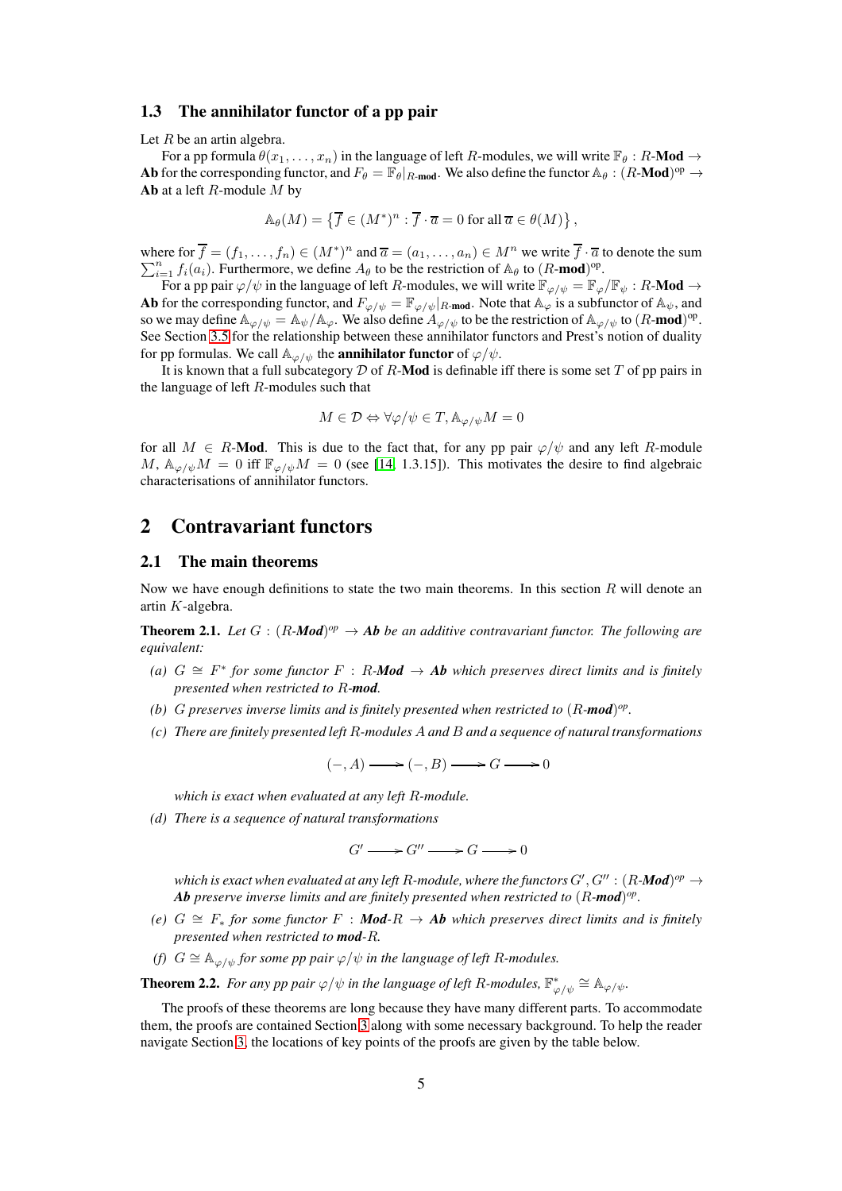### 1.3 The annihilator functor of a pp pair

Let $R$ be an artin algebra.

For a pp formula $\theta(x_1, \ldots, x_n)$ in the language of left $R$-modules, we will write $\mathbb{F}_\theta : R\text{-}\mathbf{Mod} \to \mathbf{Ab}$ for the corresponding functor, and $F_\theta = \mathbb{F}_\theta|_{R\text{-}\mathbf{mod}}$. We also define the functor $\mathbb{A}_\theta : (R\text{-}\mathbf{Mod})^{\text{op}} \to \mathbf{Ab}$ at a left $R$-module $M$ by

$$\mathbb{A}_\theta(M) = \left\{ \overline{f} \in (M^*)^n : \overline{f} \cdot \overline{a} = 0 \text{ for all } \overline{a} \in \theta(M) \right\},$$

where for $\overline{f} = (f_1, \ldots, f_n) \in (M^*)^n$ and $\overline{a} = (a_1, \ldots, a_n) \in M^n$ we write $\overline{f} \cdot \overline{a}$ to denote the sum $\sum_{i=1}^n f_i(a_i)$. Furthermore, we define $A_\theta$ to be the restriction of $\mathbb{A}_\theta$ to $(R\text{-}\mathbf{mod})^{\text{op}}$.

For a pp pair $\varphi/\psi$ in the language of left $R$-modules, we will write $\mathbb{F}_{\varphi/\psi} = \mathbb{F}_\varphi / \mathbb{F}_\psi : R\text{-}\mathbf{Mod} \to \mathbf{Ab}$ for the corresponding functor, and $F_{\varphi/\psi} = \mathbb{F}_{\varphi/\psi}|_{R\text{-}\mathbf{mod}}$. Note that $\mathbb{A}_\varphi$ is a subfunctor of $\mathbb{A}_\psi$, and so we may define $\mathbb{A}_{\varphi/\psi} = \mathbb{A}_\psi / \mathbb{A}_\varphi$. We also define $A_{\varphi/\psi}$ to be the restriction of $\mathbb{A}_{\varphi/\psi}$ to $(R\text{-}\mathbf{mod})^{\text{op}}$. See Section 3.5 for the relationship between these annihilator functors and Prest's notion of duality for pp formulas. We call $\mathbb{A}_{\varphi/\psi}$ the **annihilator functor** of $\varphi/\psi$.

It is known that a full subcategory $\mathcal{D}$ of $R$-$\mathbf{Mod}$ is definable iff there is some set $T$ of pp pairs in the language of left $R$-modules such that

$$M \in \mathcal{D} \Leftrightarrow \forall \varphi/\psi \in T, \mathbb{A}_{\varphi/\psi} M = 0$$

for all $M \in R\text{-}\mathbf{Mod}$. This is due to the fact that, for any pp pair $\varphi/\psi$ and any left $R$-module $M$, $\mathbb{A}_{\varphi/\psi} M = 0$ iff $\mathbb{F}_{\varphi/\psi} M = 0$ (see [14, 1.3.15]). This motivates the desire to find algebraic characterisations of annihilator functors.

## 2 Contravariant functors

### 2.1 The main theorems

Now we have enough definitions to state the two main theorems. In this section $R$ will denote an artin $K$-algebra.

**Theorem 2.1.** *Let $G : (R\text{-}\mathbf{Mod})^{op} \to \mathbf{Ab}$ be an additive contravariant functor. The following are equivalent:*

- *(a) $G \cong F^*$ for some functor $F : R\text{-}\mathbf{Mod} \to \mathbf{Ab}$ which preserves direct limits and is finitely presented when restricted to $R$-$\mathbf{mod}$.*
- *(b) $G$ preserves inverse limits and is finitely presented when restricted to $(R\text{-}\mathbf{mod})^{op}$.*
- *(c) There are finitely presented left $R$-modules $A$ and $B$ and a sequence of natural transformations*

$$(-, A) \longrightarrow (-, B) \longrightarrow G \longrightarrow 0$$

  *which is exact when evaluated at any left $R$-module.*
- *(d) There is a sequence of natural transformations*

$$G' \longrightarrow G'' \longrightarrow G \longrightarrow 0$$

  *which is exact when evaluated at any left $R$-module, where the functors $G', G'' : (R\text{-}\mathbf{Mod})^{op} \to \mathbf{Ab}$ preserve inverse limits and are finitely presented when restricted to $(R\text{-}\mathbf{mod})^{op}$.*
- *(e) $G \cong F_*$ for some functor $F : \mathbf{Mod}\text{-}R \to \mathbf{Ab}$ which preserves direct limits and is finitely presented when restricted to $\mathbf{mod}$-$R$.*
- *(f) $G \cong \mathbb{A}_{\varphi/\psi}$ for some pp pair $\varphi/\psi$ in the language of left $R$-modules.*

**Theorem 2.2.** *For any pp pair $\varphi/\psi$ in the language of left $R$-modules, $\mathbb{F}^*_{\varphi/\psi} \cong \mathbb{A}_{\varphi/\psi}$.*

The proofs of these theorems are long because they have many different parts. To accommodate them, the proofs are contained Section 3 along with some necessary background. To help the reader navigate Section 3, the locations of key points of the proofs are given by the table below.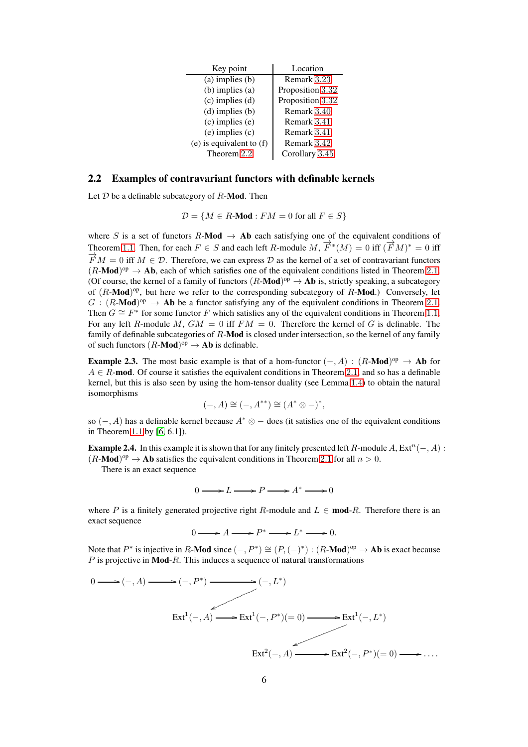| Key point | Location |
|---|---|
| (a) implies (b) | Remark 3.23 |
| (b) implies (a) | Proposition 3.32 |
| (c) implies (d) | Proposition 3.32 |
| (d) implies (b) | Remark 3.40 |
| (c) implies (e) | Remark 3.41 |
| (e) implies (c) | Remark 3.41 |
| (e) is equivalent to (f) | Remark 3.42 |
| Theorem 2.2 | Corollary 3.45 |

## 2.2 Examples of contravariant functors with definable kernels

Let $\mathcal{D}$ be a definable subcategory of $R$-**Mod**. Then

$$\mathcal{D} = \{M \in R\text{-}\mathbf{Mod} : FM = 0 \text{ for all } F \in S\}$$

where $S$ is a set of functors $R$-**Mod** $\to$ **Ab** each satisfying one of the equivalent conditions of Theorem 1.1. Then, for each $F \in S$ and each left $R$-module $M$, $\overrightarrow{F}^*(M) = 0$ iff $(\overrightarrow{F}M)^* = 0$ iff $\overrightarrow{F}M = 0$ iff $M \in \mathcal{D}$. Therefore, we can express $\mathcal{D}$ as the kernel of a set of contravariant functors $(R\text{-}\mathbf{Mod})^{\mathrm{op}} \to \mathbf{Ab}$, each of which satisfies one of the equivalent conditions listed in Theorem 2.1. (Of course, the kernel of a family of functors $(R\text{-}\mathbf{Mod})^{\mathrm{op}} \to \mathbf{Ab}$ is, strictly speaking, a subcategory of $(R\text{-}\mathbf{Mod})^{\mathrm{op}}$, but here we refer to the corresponding subcategory of $R$-**Mod**.) Conversely, let $G : (R\text{-}\mathbf{Mod})^{\mathrm{op}} \to \mathbf{Ab}$ be a functor satisfying any of the equivalent conditions in Theorem 2.1. Then $G \cong F^*$ for some functor $F$ which satisfies any of the equivalent conditions in Theorem 1.1. For any left $R$-module $M$, $GM = 0$ iff $FM = 0$. Therefore the kernel of $G$ is definable. The family of definable subcategories of $R$-**Mod** is closed under intersection, so the kernel of any family of such functors $(R\text{-}\mathbf{Mod})^{\mathrm{op}} \to \mathbf{Ab}$ is definable.

**Example 2.3.** The most basic example is that of a hom-functor $(-, A) : (R\text{-}\mathbf{Mod})^{\mathrm{op}} \to \mathbf{Ab}$ for $A \in R$-**mod**. Of course it satisfies the equivalent conditions in Theorem 2.1, and so has a definable kernel, but this is also seen by using the hom-tensor duality (see Lemma 1.4) to obtain the natural isomorphisms

$$(-, A) \cong (-, A^{**}) \cong (A^* \otimes -)^*,$$

so $(-, A)$ has a definable kernel because $A^* \otimes -$ does (it satisfies one of the equivalent conditions in Theorem 1.1 by [6, 6.1]).

**Example 2.4.** In this example it is shown that for any finitely presented left $R$-module $A$, $\mathrm{Ext}^n(-, A) : (R\text{-}\mathbf{Mod})^{\mathrm{op}} \to \mathbf{Ab}$ satisfies the equivalent conditions in Theorem 2.1 for all $n > 0$.

There is an exact sequence

$$0 \longrightarrow L \longrightarrow P \longrightarrow A^* \longrightarrow 0$$

where $P$ is a finitely generated projective right $R$-module and $L \in$ **mod**-$R$. Therefore there is an exact sequence

$$0 \longrightarrow A \longrightarrow P^* \longrightarrow L^* \longrightarrow 0.$$

Note that $P^*$ is injective in $R$-**Mod** since $(-, P^*) \cong (P, (-)^*) : (R\text{-}\mathbf{Mod})^{\mathrm{op}} \to \mathbf{Ab}$ is exact because $P$ is projective in **Mod**-$R$. This induces a sequence of natural transformations

$$0 \longrightarrow (-, A) \longrightarrow (-, P^*) \longrightarrow (-, L^*) \longrightarrow \mathrm{Ext}^1(-, A) \longrightarrow \mathrm{Ext}^1(-, P^*)(= 0) \longrightarrow \mathrm{Ext}^1(-, L^*) \longrightarrow \mathrm{Ext}^2(-, A) \longrightarrow \mathrm{Ext}^2(-, P^*)(= 0) \longrightarrow \dots$$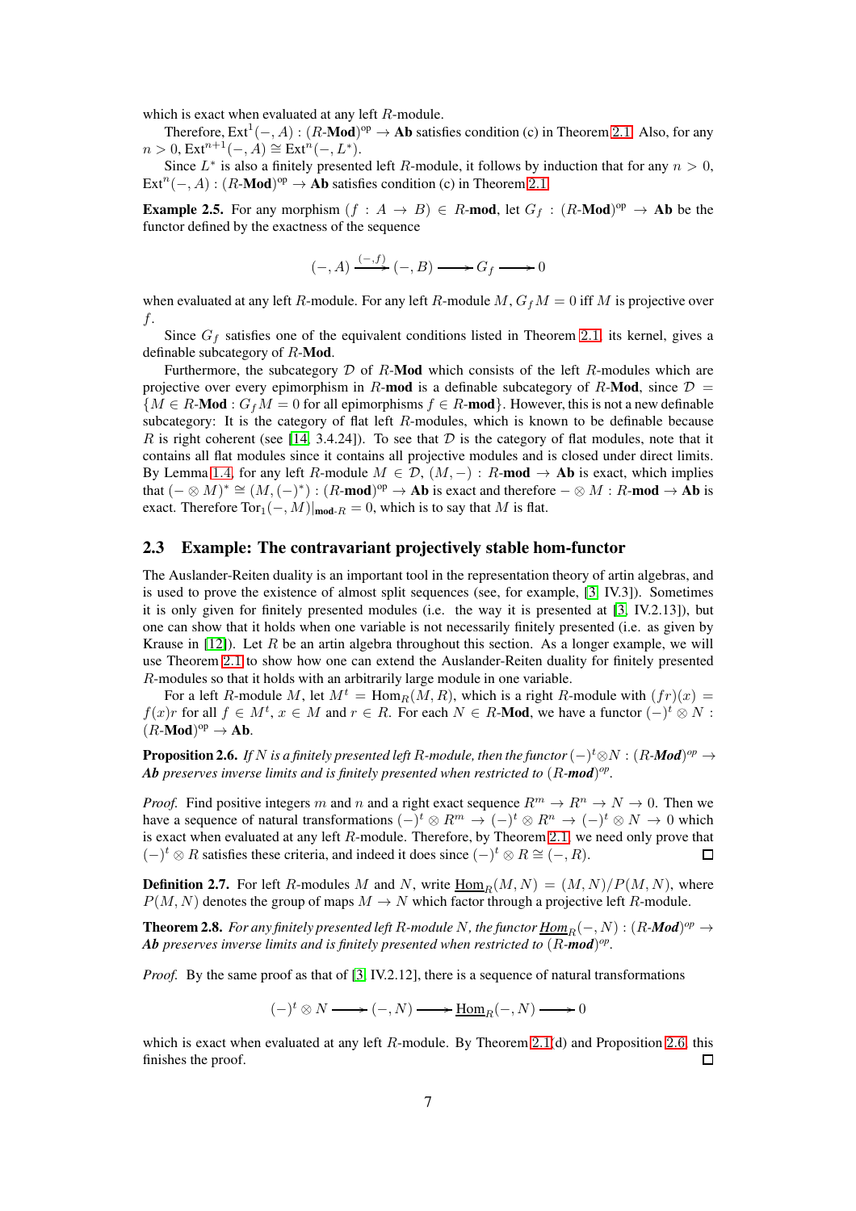which is exact when evaluated at any left $R$-module.

Therefore, $\mathrm{Ext}^1(-, A) : (R\text{-}\mathbf{Mod})^{\mathrm{op}} \to \mathbf{Ab}$ satisfies condition (c) in Theorem 2.1. Also, for any $n > 0$, $\mathrm{Ext}^{n+1}(-, A) \cong \mathrm{Ext}^n(-, L^*)$.

Since $L^*$ is also a finitely presented left $R$-module, it follows by induction that for any $n > 0$, $\mathrm{Ext}^n(-, A) : (R\text{-}\mathbf{Mod})^{\mathrm{op}} \to \mathbf{Ab}$ satisfies condition (c) in Theorem 2.1.

**Example 2.5.** For any morphism $(f : A \to B) \in R\text{-}\mathbf{mod}$, let $G_f : (R\text{-}\mathbf{Mod})^{\mathrm{op}} \to \mathbf{Ab}$ be the functor defined by the exactness of the sequence

$$(-, A) \xrightarrow{(-,f)} (-, B) \longrightarrow G_f \longrightarrow 0$$

when evaluated at any left $R$-module. For any left $R$-module $M$, $G_f M = 0$ iff $M$ is projective over $f$.

Since $G_f$ satisfies one of the equivalent conditions listed in Theorem 2.1, its kernel, gives a definable subcategory of $R$-**Mod**.

Furthermore, the subcategory $\mathcal{D}$ of $R$-**Mod** which consists of the left $R$-modules which are projective over every epimorphism in $R$-**mod** is a definable subcategory of $R$-**Mod**, since $\mathcal{D} = \{M \in R\text{-}\mathbf{Mod} : G_f M = 0 \text{ for all epimorphisms } f \in R\text{-}\mathbf{mod}\}$. However, this is not a new definable subcategory: It is the category of flat left $R$-modules, which is known to be definable because $R$ is right coherent (see [14, 3.4.24]). To see that $\mathcal{D}$ is the category of flat modules, note that it contains all flat modules since it contains all projective modules and is closed under direct limits. By Lemma 1.4, for any left $R$-module $M \in \mathcal{D}$, $(M, -) : R\text{-}\mathbf{mod} \to \mathbf{Ab}$ is exact, which implies that $(- \otimes M)^* \cong (M, (-)^*) : (R\text{-}\mathbf{mod})^{\mathrm{op}} \to \mathbf{Ab}$ is exact and therefore $- \otimes M : R\text{-}\mathbf{mod} \to \mathbf{Ab}$ is exact. Therefore $\mathrm{Tor}_1(-, M)|_{\mathbf{mod}\text{-}R} = 0$, which is to say that $M$ is flat.

## 2.3 Example: The contravariant projectively stable hom-functor

The Auslander-Reiten duality is an important tool in the representation theory of artin algebras, and is used to prove the existence of almost split sequences (see, for example, [3, IV.3]). Sometimes it is only given for finitely presented modules (i.e. the way it is presented at [3, IV.2.13]), but one can show that it holds when one variable is not necessarily finitely presented (i.e. as given by Krause in [12]). Let $R$ be an artin algebra throughout this section. As a longer example, we will use Theorem 2.1 to show how one can extend the Auslander-Reiten duality for finitely presented $R$-modules so that it holds with an arbitrarily large module in one variable.

For a left $R$-module $M$, let $M^t = \mathrm{Hom}_R(M, R)$, which is a right $R$-module with $(fr)(x) = f(x)r$ for all $f \in M^t$, $x \in M$ and $r \in R$. For each $N \in R\text{-}\mathbf{Mod}$, we have a functor $(-)^t \otimes N : (R\text{-}\mathbf{Mod})^{\mathrm{op}} \to \mathbf{Ab}$.

**Proposition 2.6.** *If $N$ is a finitely presented left $R$-module, then the functor $(-)^t \otimes N : (R\text{-}\mathbf{Mod})^{op} \to \mathbf{Ab}$ preserves inverse limits and is finitely presented when restricted to $(R\text{-}\mathbf{mod})^{op}$.*

*Proof.* Find positive integers $m$ and $n$ and a right exact sequence $R^m \to R^n \to N \to 0$. Then we have a sequence of natural transformations $(-)^t \otimes R^m \to (-)^t \otimes R^n \to (-)^t \otimes N \to 0$ which is exact when evaluated at any left $R$-module. Therefore, by Theorem 2.1, we need only prove that $(-)^t \otimes R$ satisfies these criteria, and indeed it does since $(-)^t \otimes R \cong (-, R)$. □

**Definition 2.7.** For left $R$-modules $M$ and $N$, write $\underline{\mathrm{Hom}}_R(M, N) = (M, N)/P(M, N)$, where $P(M, N)$ denotes the group of maps $M \to N$ which factor through a projective left $R$-module.

**Theorem 2.8.** *For any finitely presented left $R$-module $N$, the functor $\underline{\mathrm{Hom}}_R(-, N) : (R\text{-}\mathbf{Mod})^{op} \to \mathbf{Ab}$ preserves inverse limits and is finitely presented when restricted to $(R\text{-}\mathbf{mod})^{op}$.*

*Proof.* By the same proof as that of [3, IV.2.12], there is a sequence of natural transformations

$$(-)^t \otimes N \longrightarrow (-, N) \longrightarrow \underline{\mathrm{Hom}}_R(-, N) \longrightarrow 0$$

which is exact when evaluated at any left $R$-module. By Theorem 2.1(d) and Proposition 2.6, this finishes the proof. □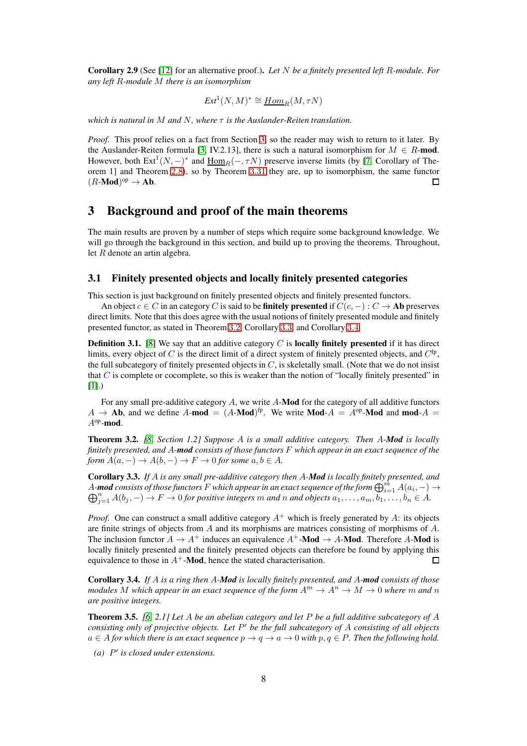**Corollary 2.9** (See [12] for an alternative proof.)**.** *Let $N$ be a finitely presented left $R$-module. For any left $R$-module $M$ there is an isomorphism*

$$\mathit{Ext}^1(N, M)^* \cong \underline{\mathit{Hom}}_R(M, \tau N)$$

*which is natural in $M$ and $N$, where $\tau$ is the Auslander-Reiten translation.*

*Proof.* This proof relies on a fact from Section 3, so the reader may wish to return to it later. By the Auslander-Reiten formula [3, IV.2.13], there is such a natural isomorphism for $M \in R$-**mod**. However, both $\mathrm{Ext}^1(N, -)^*$ and $\underline{\mathrm{Hom}}_R(-, \tau N)$ preserve inverse limits (by [7, Corollary of Theorem 1] and Theorem 2.8), so by Theorem 3.31 they are, up to isomorphism, the same functor $(R\text{-}\mathbf{Mod})^{\mathrm{op}} \to \mathbf{Ab}$. □

# 3 Background and proof of the main theorems

The main results are proven by a number of steps which require some background knowledge. We will go through the background in this section, and build up to proving the theorems. Throughout, let $R$ denote an artin algebra.

## 3.1 Finitely presented objects and locally finitely presented categories

This section is just background on finitely presented objects and finitely presented functors.

An object $c \in C$ in an category $C$ is said to be **finitely presented** if $C(c, -) : C \to \mathbf{Ab}$ preserves direct limits. Note that this does agree with the usual notions of finitely presented module and finitely presented functor, as stated in Theorem 3.2, Corollary 3.3, and Corollary 3.4.

**Definition 3.1.** [8] We say that an additive category $C$ is **locally finitely presented** if it has direct limits, every object of $C$ is the direct limit of a direct system of finitely presented objects, and $C^{\mathrm{fp}}$, the full subcategory of finitely presented objects in $C$, is skeletally small. (Note that we do not insist that $C$ is complete or cocomplete, so this is weaker than the notion of "locally finitely presented" in [1].)

For any small pre-additive category $A$, we write $A$-**Mod** for the category of all additive functors $A \to \mathbf{Ab}$, and we define $A\text{-}\mathbf{mod} = (A\text{-}\mathbf{Mod})^{\mathrm{fp}}$. We write $\mathbf{Mod}\text{-}A = A^{\mathrm{op}}\text{-}\mathbf{Mod}$ and $\mathbf{mod}\text{-}A = A^{\mathrm{op}}\text{-}\mathbf{mod}$.

**Theorem 3.2.** *[8, Section 1.2] Suppose $A$ is a small additive category. Then $A$-**Mod** is locally finitely presented, and $A$-**mod** consists of those functors $F$ which appear in an exact sequence of the form $A(a, -) \to A(b, -) \to F \to 0$ for some $a, b \in A$.*

**Corollary 3.3.** *If $A$ is any small pre-additive category then $A$-**Mod** is locally finitely presented, and $A$-**mod** consists of those functors $F$ which appear in an exact sequence of the form $\bigoplus_{i=1}^m A(a_i, -) \to \bigoplus_{j=1}^n A(b_j, -) \to F \to 0$ for positive integers $m$ and $n$ and objects $a_1, \ldots, a_m, b_1, \ldots, b_n \in A$.*

*Proof.* One can construct a small additive category $A^+$ which is freely generated by $A$: its objects are finite strings of objects from $A$ and its morphisms are matrices consisting of morphisms of $A$. The inclusion functor $A \to A^+$ induces an equivalence $A^+$-**Mod** $\to A$-**Mod**. Therefore $A$-**Mod** is locally finitely presented and the finitely presented objects can therefore be found by applying this equivalence to those in $A^+$-**Mod**, hence the stated characterisation. □

**Corollary 3.4.** *If $A$ is a ring then $A$-**Mod** is locally finitely presented, and $A$-**mod** consists of those modules $M$ which appear in an exact sequence of the form $A^m \to A^n \to M \to 0$ where $m$ and $n$ are positive integers.*

**Theorem 3.5.** *[6, 2.1] Let $A$ be an abelian category and let $P$ be a full additive subcategory of $A$ consisting only of projective objects. Let $P'$ be the full subcategory of $A$ consisting of all objects $a \in A$ for which there is an exact sequence $p \to q \to a \to 0$ with $p, q \in P$. Then the following hold.*

*(a) $P'$ is closed under extensions.*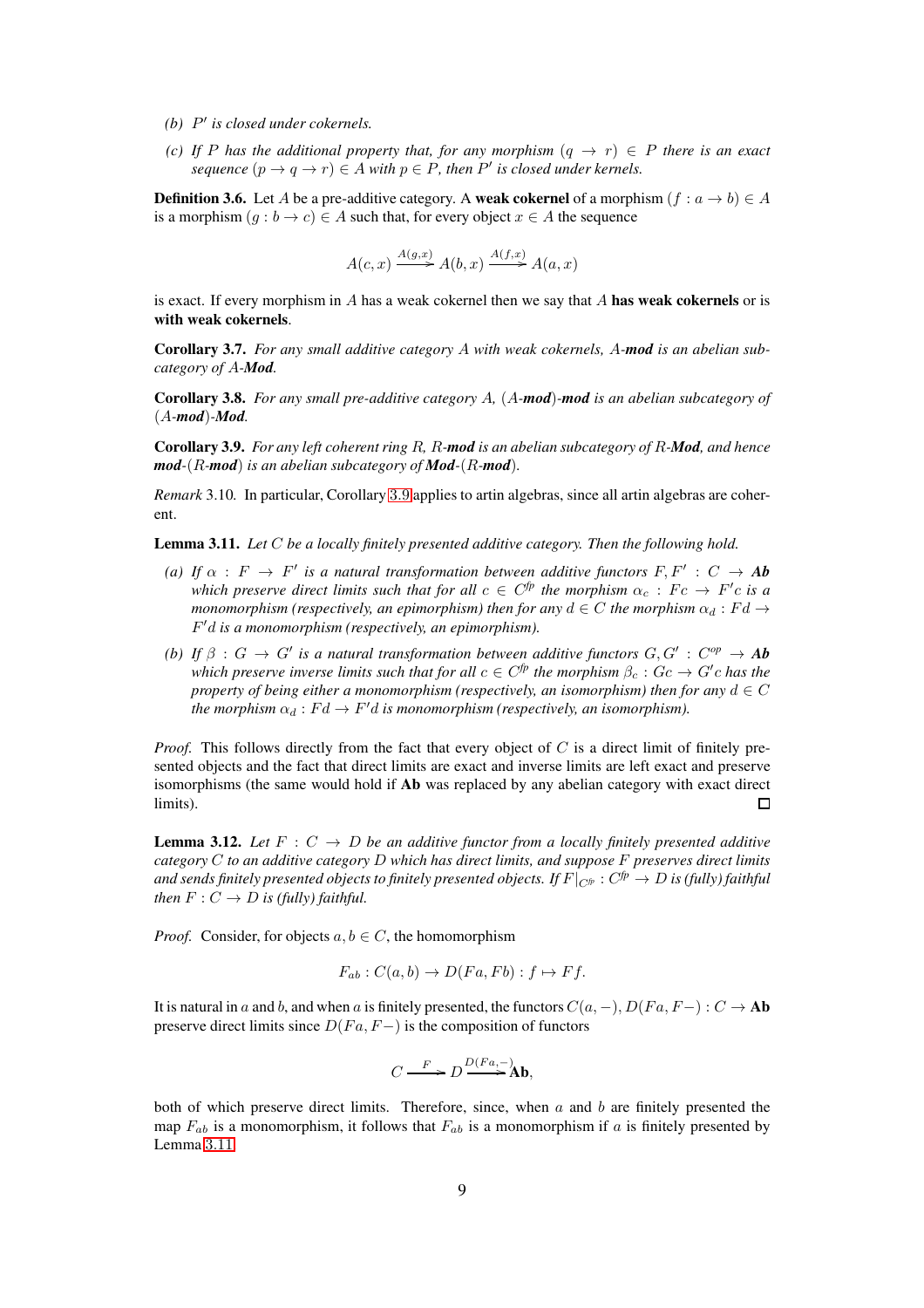*(b)* $P'$ *is closed under cokernels.*

*(c)* *If* $P$ *has the additional property that, for any morphism* $(q \to r) \in P$ *there is an exact sequence* $(p \to q \to r) \in A$ *with* $p \in P$*, then* $P'$ *is closed under kernels.*

**Definition 3.6.** Let $A$ be a pre-additive category. A **weak cokernel** of a morphism $(f : a \to b) \in A$ is a morphism $(g : b \to c) \in A$ such that, for every object $x \in A$ the sequence

$$A(c, x) \xrightarrow{A(g,x)} A(b, x) \xrightarrow{A(f,x)} A(a, x)$$

is exact. If every morphism in $A$ has a weak cokernel then we say that $A$ **has weak cokernels** or is **with weak cokernels**.

**Corollary 3.7.** *For any small additive category* $A$ *with weak cokernels,* $A$-***mod*** *is an abelian subcategory of* $A$-***Mod****.*

**Corollary 3.8.** *For any small pre-additive category* $A$*,* $(A$-***mod***$)$-***mod*** *is an abelian subcategory of* $(A$-***mod***$)$-***Mod****.*

**Corollary 3.9.** *For any left coherent ring* $R$*,* $R$-***mod*** *is an abelian subcategory of* $R$-***Mod****, and hence* ***mod***-$(R$-***mod***$)$ *is an abelian subcategory of* ***Mod***-$(R$-***mod***$)$.

*Remark* 3.10*.* In particular, Corollary 3.9 applies to artin algebras, since all artin algebras are coherent.

**Lemma 3.11.** *Let* $C$ *be a locally finitely presented additive category. Then the following hold.*

*(a)* *If* $\alpha : F \to F'$ *is a natural transformation between additive functors* $F, F' : C \to$ ***Ab*** *which preserve direct limits such that for all* $c \in C^{fp}$ *the morphism* $\alpha_c : Fc \to F'c$ *is a monomorphism (respectively, an epimorphism) then for any* $d \in C$ *the morphism* $\alpha_d : Fd \to F'd$ *is a monomorphism (respectively, an epimorphism).*

*(b)* *If* $\beta : G \to G'$ *is a natural transformation between additive functors* $G, G' : C^{op} \to$ ***Ab*** *which preserve inverse limits such that for all* $c \in C^{fp}$ *the morphism* $\beta_c : Gc \to G'c$ *has the property of being either a monomorphism (respectively, an isomorphism) then for any* $d \in C$ *the morphism* $\alpha_d : Fd \to F'd$ *is monomorphism (respectively, an isomorphism).*

*Proof.* This follows directly from the fact that every object of $C$ is a direct limit of finitely presented objects and the fact that direct limits are exact and inverse limits are left exact and preserve isomorphisms (the same would hold if **Ab** was replaced by any abelian category with exact direct limits). □

**Lemma 3.12.** *Let* $F : C \to D$ *be an additive functor from a locally finitely presented additive category* $C$ *to an additive category* $D$ *which has direct limits, and suppose* $F$ *preserves direct limits and sends finitely presented objects to finitely presented objects. If* $F|_{C^{fp}} : C^{fp} \to D$ *is (fully) faithful then* $F : C \to D$ *is (fully) faithful.*

*Proof.* Consider, for objects $a, b \in C$, the homomorphism

$$F_{ab} : C(a, b) \to D(Fa, Fb) : f \mapsto Ff.$$

It is natural in $a$ and $b$, and when $a$ is finitely presented, the functors $C(a, -), D(Fa, F-) : C \to \mathbf{Ab}$ preserve direct limits since $D(Fa, F-)$ is the composition of functors

$$C \xrightarrow{F} D \xrightarrow{D(Fa,-)} \mathbf{Ab},$$

both of which preserve direct limits. Therefore, since, when $a$ and $b$ are finitely presented the map $F_{ab}$ is a monomorphism, it follows that $F_{ab}$ is a monomorphism if $a$ is finitely presented by Lemma 3.11.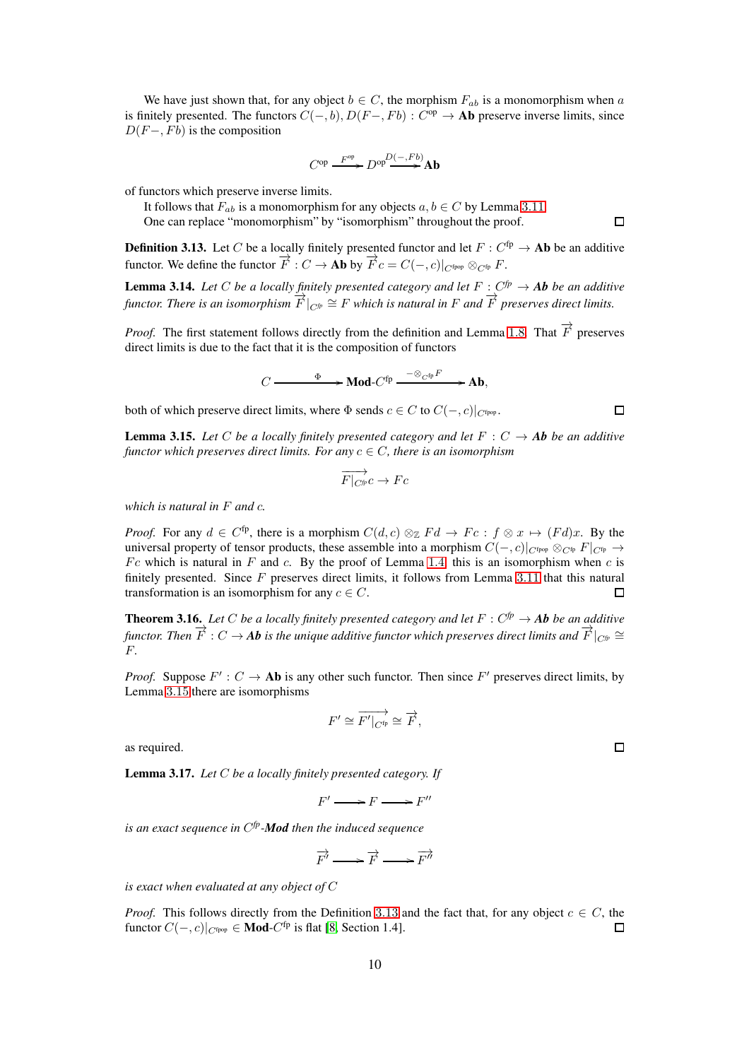We have just shown that, for any object $b \in C$, the morphism $F_{ab}$ is a monomorphism when $a$ is finitely presented. The functors $C(-,b), D(F-,Fb) : C^{\mathrm{op}} \to \mathbf{Ab}$ preserve inverse limits, since $D(F-,Fb)$ is the composition

$$C^{\mathrm{op}} \xrightarrow{F^{\mathrm{op}}} D^{\mathrm{op}} \xrightarrow{D(-,Fb)} \mathbf{Ab}$$

of functors which preserve inverse limits.

It follows that $F_{ab}$ is a monomorphism for any objects $a, b \in C$ by Lemma 3.11.

One can replace "monomorphism" by "isomorphism" throughout the proof. □

**Definition 3.13.** Let $C$ be a locally finitely presented functor and let $F : C^{\mathrm{fp}} \to \mathbf{Ab}$ be an additive functor. We define the functor $\overrightarrow{F} : C \to \mathbf{Ab}$ by $\overrightarrow{F}c = C(-,c)|_{C^{\mathrm{fpop}}} \otimes_{C^{\mathrm{fp}}} F$.

**Lemma 3.14.** *Let $C$ be a locally finitely presented category and let $F : C^{\mathrm{fp}} \to \mathbf{Ab}$ be an additive functor. There is an isomorphism $\overrightarrow{F}|_{C^{\mathrm{fp}}} \cong F$ which is natural in $F$ and $\overrightarrow{F}$ preserves direct limits.*

*Proof.* The first statement follows directly from the definition and Lemma 1.8. That $\overrightarrow{F}$ preserves direct limits is due to the fact that it is the composition of functors

$$C \xrightarrow{\quad \Phi \quad} \mathbf{Mod}\text{-}C^{\mathrm{fp}} \xrightarrow{-\otimes_{C^{\mathrm{fp}}} F} \mathbf{Ab},$$

both of which preserve direct limits, where $\Phi$ sends $c \in C$ to $C(-,c)|_{C^{\mathrm{fpop}}}$. □

**Lemma 3.15.** *Let $C$ be a locally finitely presented category and let $F : C \to \mathbf{Ab}$ be an additive functor which preserves direct limits. For any $c \in C$, there is an isomorphism*

$$\overrightarrow{F|_{C^{\mathrm{fp}}}}c \to Fc$$

*which is natural in $F$ and $c$.*

*Proof.* For any $d \in C^{\mathrm{fp}}$, there is a morphism $C(d,c) \otimes_{\mathbb{Z}} Fd \to Fc : f \otimes x \mapsto (Fd)x$. By the universal property of tensor products, these assemble into a morphism $C(-,c)|_{C^{\mathrm{fpop}}} \otimes_{C^{\mathrm{fp}}} F|_{C^{\mathrm{fp}}} \to Fc$ which is natural in $F$ and $c$. By the proof of Lemma 1.4, this is an isomorphism when $c$ is finitely presented. Since $F$ preserves direct limits, it follows from Lemma 3.11 that this natural transformation is an isomorphism for any $c \in C$. □

**Theorem 3.16.** *Let $C$ be a locally finitely presented category and let $F : C^{\mathrm{fp}} \to \mathbf{Ab}$ be an additive functor. Then $\overrightarrow{F} : C \to \mathbf{Ab}$ is the unique additive functor which preserves direct limits and $\overrightarrow{F}|_{C^{\mathrm{fp}}} \cong F$.*

*Proof.* Suppose $F' : C \to \mathbf{Ab}$ is any other such functor. Then since $F'$ preserves direct limits, by Lemma 3.15 there are isomorphisms

$$F' \cong \overrightarrow{F'|_{C^{\mathrm{fp}}}} \cong \overrightarrow{F},$$

as required. □

**Lemma 3.17.** *Let $C$ be a locally finitely presented category. If*

$$F' \longrightarrow F \longrightarrow F''$$

*is an exact sequence in $C^{\mathrm{fp}}$-**Mod** then the induced sequence*

$$\overrightarrow{F'} \longrightarrow \overrightarrow{F} \longrightarrow \overrightarrow{F''}$$

*is exact when evaluated at any object of $C$*

*Proof.* This follows directly from the Definition 3.13 and the fact that, for any object $c \in C$, the functor $C(-,c)|_{C^{\mathrm{fpop}}} \in \mathbf{Mod}\text{-}C^{\mathrm{fp}}$ is flat [8, Section 1.4]. □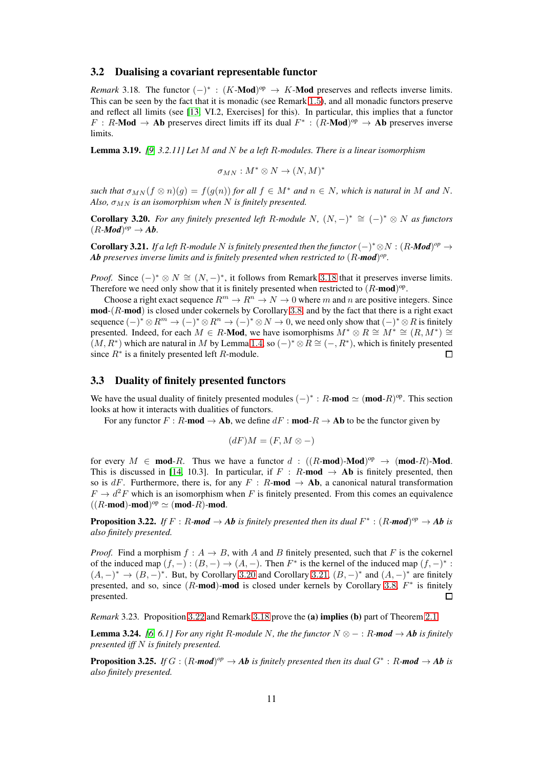### 3.2 Dualising a covariant representable functor

*Remark* 3.18. The functor $(-)^* : (K\text{-}\mathbf{Mod})^{\text{op}} \to K\text{-}\mathbf{Mod}$ preserves and reflects inverse limits. This can be seen by the fact that it is monadic (see Remark 1.5), and all monadic functors preserve and reflect all limits (see [13, VI.2, Exercises] for this). In particular, this implies that a functor $F : R\text{-}\mathbf{Mod} \to \mathbf{Ab}$ preserves direct limits iff its dual $F^* : (R\text{-}\mathbf{Mod})^{\text{op}} \to \mathbf{Ab}$ preserves inverse limits.

**Lemma 3.19.** *[9, 3.2.11] Let $M$ and $N$ be a left $R$-modules. There is a linear isomorphism*

$$\sigma_{MN} : M^* \otimes N \to (N, M)^*$$

*such that $\sigma_{MN}(f \otimes n)(g) = f(g(n))$ for all $f \in M^*$ and $n \in N$, which is natural in $M$ and $N$. Also, $\sigma_{MN}$ is an isomorphism when $N$ is finitely presented.*

**Corollary 3.20.** *For any finitely presented left $R$-module $N$, $(N, -)^* \cong (-)^* \otimes N$ as functors $(R\text{-}\mathbf{Mod})^{op} \to \mathbf{Ab}$.*

**Corollary 3.21.** *If a left $R$-module $N$ is finitely presented then the functor $(-)^* \otimes N : (R\text{-}\mathbf{Mod})^{op} \to \mathbf{Ab}$ preserves inverse limits and is finitely presented when restricted to $(R\text{-}\mathbf{mod})^{op}$.*

*Proof.* Since $(-)^* \otimes N \cong (N, -)^*$, it follows from Remark 3.18 that it preserves inverse limits. Therefore we need only show that it is finitely presented when restricted to $(R\text{-}\mathbf{mod})^{\text{op}}$.

Choose a right exact sequence $R^m \to R^n \to N \to 0$ where $m$ and $n$ are positive integers. Since $\mathbf{mod}\text{-}(R\text{-}\mathbf{mod})$ is closed under cokernels by Corollary 3.8, and by the fact that there is a right exact sequence $(-)^* \otimes R^m \to (-)^* \otimes R^n \to (-)^* \otimes N \to 0$, we need only show that $(-)^* \otimes R$ is finitely presented. Indeed, for each $M \in R\text{-}\mathbf{Mod}$, we have isomorphisms $M^* \otimes R \cong M^* \cong (R, M^*) \cong (M, R^*)$ which are natural in $M$ by Lemma 1.4, so $(-)^* \otimes R \cong (-, R^*)$, which is finitely presented since $R^*$ is a finitely presented left $R$-module. ☐

### 3.3 Duality of finitely presented functors

We have the usual duality of finitely presented modules $(-)^* : R\text{-}\mathbf{mod} \simeq (\mathbf{mod}\text{-}R)^{\text{op}}$. This section looks at how it interacts with dualities of functors.

For any functor $F : R\text{-}\mathbf{mod} \to \mathbf{Ab}$, we define $dF : \mathbf{mod}\text{-}R \to \mathbf{Ab}$ to be the functor given by

$$(dF)M = (F, M \otimes -)$$

for every $M \in \mathbf{mod}\text{-}R$. Thus we have a functor $d : ((R\text{-}\mathbf{mod})\text{-}\mathbf{Mod})^{\text{op}} \to (\mathbf{mod}\text{-}R)\text{-}\mathbf{Mod}$. This is discussed in [14, 10.3]. In particular, if $F : R\text{-}\mathbf{mod} \to \mathbf{Ab}$ is finitely presented, then so is $dF$. Furthermore, there is, for any $F : R\text{-}\mathbf{mod} \to \mathbf{Ab}$, a canonical natural transformation $F \to d^2F$ which is an isomorphism when $F$ is finitely presented. From this comes an equivalence $((R\text{-}\mathbf{mod})\text{-}\mathbf{mod})^{\text{op}} \simeq (\mathbf{mod}\text{-}R)\text{-}\mathbf{mod}$.

**Proposition 3.22.** *If $F : R\text{-}\mathbf{mod} \to \mathbf{Ab}$ is finitely presented then its dual $F^* : (R\text{-}\mathbf{mod})^{op} \to \mathbf{Ab}$ is also finitely presented.*

*Proof.* Find a morphism $f : A \to B$, with $A$ and $B$ finitely presented, such that $F$ is the cokernel of the induced map $(f, -) : (B, -) \to (A, -)$. Then $F^*$ is the kernel of the induced map $(f, -)^* : (A, -)^* \to (B, -)^*$. But, by Corollary 3.20 and Corollary 3.21, $(B, -)^*$ and $(A, -)^*$ are finitely presented, and so, since $(R\text{-}\mathbf{mod})\text{-}\mathbf{mod}$ is closed under kernels by Corollary 3.8, $F^*$ is finitely presented. ☐

*Remark* 3.23. Proposition 3.22 and Remark 3.18 prove the **(a) implies (b)** part of Theorem 2.1.

**Lemma 3.24.** *[6, 6.1] For any right $R$-module $N$, the the functor $N \otimes - : R\text{-}\mathbf{mod} \to \mathbf{Ab}$ is finitely presented iff $N$ is finitely presented.*

**Proposition 3.25.** *If $G : (R\text{-}\mathbf{mod})^{op} \to \mathbf{Ab}$ is finitely presented then its dual $G^* : R\text{-}\mathbf{mod} \to \mathbf{Ab}$ is also finitely presented.*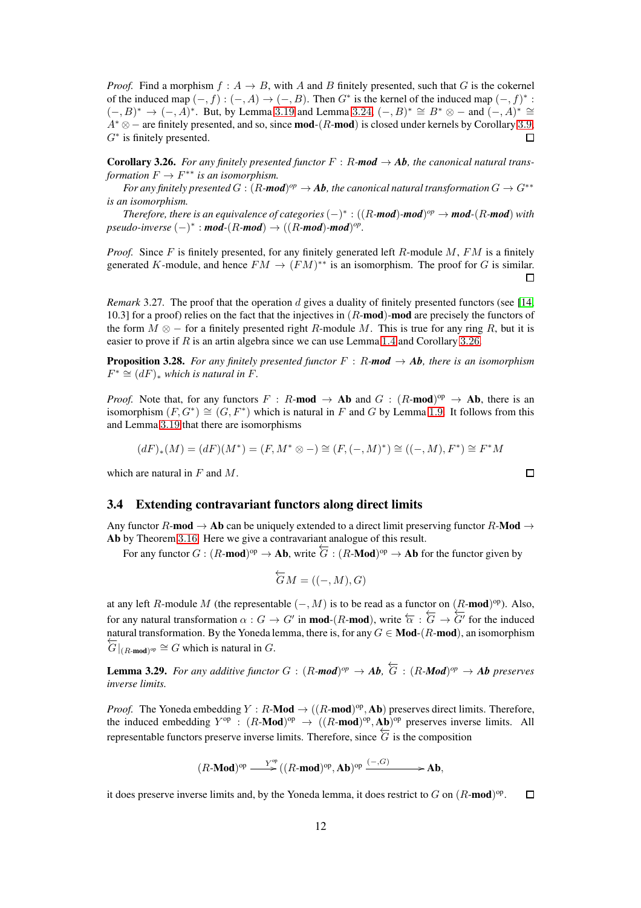*Proof.* Find a morphism $f : A \to B$, with $A$ and $B$ finitely presented, such that $G$ is the cokernel of the induced map $(-, f) : (-, A) \to (-, B)$. Then $G^*$ is the kernel of the induced map $(-, f)^* : (-, B)^* \to (-, A)^*$. But, by Lemma 3.19 and Lemma 3.24, $(-, B)^* \cong B^* \otimes -$ and $(-, A)^* \cong A^* \otimes -$ are finitely presented, and so, since **mod**-($R$-**mod**) is closed under kernels by Corollary 3.9, $G^*$ is finitely presented. □

**Corollary 3.26.** *For any finitely presented functor $F : R$-**mod** $\to$ **Ab**, the canonical natural transformation $F \to F^{**}$ is an isomorphism.*

*For any finitely presented $G : (R\text{-}\mathbf{mod})^{op} \to \mathbf{Ab}$, the canonical natural transformation $G \to G^{**}$ is an isomorphism.*

*Therefore, there is an equivalence of categories $(-)^* : ((R\text{-}\mathbf{mod})\text{-}\mathbf{mod})^{op} \to \mathbf{mod}\text{-}(R\text{-}\mathbf{mod})$ with pseudo-inverse $(-)^* : \mathbf{mod}\text{-}(R\text{-}\mathbf{mod}) \to ((R\text{-}\mathbf{mod})\text{-}\mathbf{mod})^{op}$.*

*Proof.* Since $F$ is finitely presented, for any finitely generated left $R$-module $M$, $FM$ is a finitely generated $K$-module, and hence $FM \to (FM)^{**}$ is an isomorphism. The proof for $G$ is similar. □

*Remark* 3.27. The proof that the operation $d$ gives a duality of finitely presented functors (see [14, 10.3] for a proof) relies on the fact that the injectives in ($R$-**mod**)-**mod** are precisely the functors of the form $M \otimes -$ for a finitely presented right $R$-module $M$. This is true for any ring $R$, but it is easier to prove if $R$ is an artin algebra since we can use Lemma 1.4 and Corollary 3.26.

**Proposition 3.28.** *For any finitely presented functor $F : R$-**mod** $\to$ **Ab**, there is an isomorphism $F^* \cong (dF)_*$ which is natural in $F$.*

*Proof.* Note that, for any functors $F : R\text{-}\mathbf{mod} \to \mathbf{Ab}$ and $G : (R\text{-}\mathbf{mod})^{\mathrm{op}} \to \mathbf{Ab}$, there is an isomorphism $(F, G^*) \cong (G, F^*)$ which is natural in $F$ and $G$ by Lemma 1.9. It follows from this and Lemma 3.19 that there are isomorphisms

$$(dF)_*(M) = (dF)(M^*) = (F, M^* \otimes -) \cong (F, (-, M)^*) \cong ((-, M), F^*) \cong F^*M$$

which are natural in $F$ and $M$. □

### 3.4 Extending contravariant functors along direct limits

Any functor $R$-**mod** $\to$ **Ab** can be uniquely extended to a direct limit preserving functor $R$-**Mod** $\to$ **Ab** by Theorem 3.16. Here we give a contravariant analogue of this result.

For any functor $G : (R\text{-}\mathbf{mod})^{\mathrm{op}} \to \mathbf{Ab}$, write $\overleftarrow{G} : (R\text{-}\mathbf{Mod})^{\mathrm{op}} \to \mathbf{Ab}$ for the functor given by

$$\overleftarrow{G}M = ((-, M), G)$$

at any left $R$-module $M$ (the representable $(-, M)$ is to be read as a functor on $(R\text{-}\mathbf{mod})^{\mathrm{op}}$). Also, for any natural transformation $\alpha : G \to G'$ in **mod**-($R$-**mod**), write $\overleftarrow{\alpha} : \overleftarrow{G} \to \overleftarrow{G'}$ for the induced natural transformation. By the Yoneda lemma, there is, for any $G \in \mathbf{Mod}\text{-}(R\text{-}\mathbf{mod})$, an isomorphism $\overleftarrow{G}|_{(R\text{-}\mathbf{mod})^{\mathrm{op}}} \cong G$ which is natural in $G$.

**Lemma 3.29.** *For any additive functor $G : (R\text{-}\mathbf{mod})^{op} \to \mathbf{Ab}$, $\overleftarrow{G} : (R\text{-}\mathbf{Mod})^{op} \to \mathbf{Ab}$ preserves inverse limits.*

*Proof.* The Yoneda embedding $Y : R\text{-}\mathbf{Mod} \to ((R\text{-}\mathbf{mod})^{\mathrm{op}}, \mathbf{Ab})$ preserves direct limits. Therefore, the induced embedding $Y^{\mathrm{op}} : (R\text{-}\mathbf{Mod})^{\mathrm{op}} \to ((R\text{-}\mathbf{mod})^{\mathrm{op}}, \mathbf{Ab})^{\mathrm{op}}$ preserves inverse limits. All representable functors preserve inverse limits. Therefore, since $\overleftarrow{G}$ is the composition

$$(R\text{-}\mathbf{Mod})^{\mathrm{op}} \xrightarrow{Y^{\mathrm{op}}} ((R\text{-}\mathbf{mod})^{\mathrm{op}}, \mathbf{Ab})^{\mathrm{op}} \xrightarrow{(-,G)} \mathbf{Ab},$$

it does preserve inverse limits and, by the Yoneda lemma, it does restrict to $G$ on $(R\text{-}\mathbf{mod})^{\mathrm{op}}$. □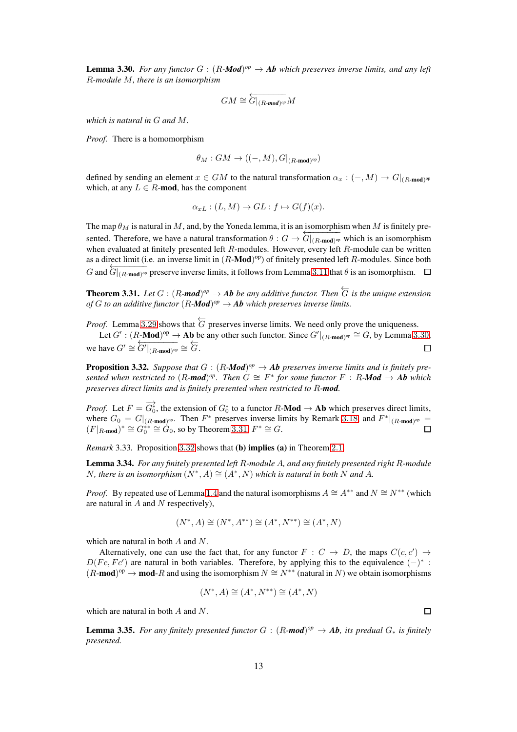**Lemma 3.30.** *For any functor $G : (R\text{-}\textbf{Mod})^{op} \to \textbf{Ab}$ which preserves inverse limits, and any left $R$-module $M$, there is an isomorphism*

$$GM \cong \overleftarrow{G|_{(R\text{-}\textbf{mod})^{op}}} M$$

*which is natural in $G$ and $M$.*

*Proof.* There is a homomorphism

$$\theta_M : GM \to ((-, M), G|_{(R\text{-}\mathbf{mod})^{op}})$$

defined by sending an element $x \in GM$ to the natural transformation $\alpha_x : (-, M) \to G|_{(R\text{-}\mathbf{mod})^{op}}$ which, at any $L \in R\text{-}\mathbf{mod}$, has the component

$$\alpha_{xL} : (L, M) \to GL : f \mapsto G(f)(x).$$

The map $\theta_M$ is natural in $M$, and, by the Yoneda lemma, it is an isomorphism when $M$ is finitely presented. Therefore, we have a natural transformation $\theta : G \to \overleftarrow{G|_{(R\text{-}\mathbf{mod})^{op}}}$ which is an isomorphism when evaluated at finitely presented left $R$-modules. However, every left $R$-module can be written as a direct limit (i.e. an inverse limit in $(R\text{-}\mathbf{Mod})^{op}$) of finitely presented left $R$-modules. Since both $G$ and $\overleftarrow{G|_{(R\text{-}\mathbf{mod})^{op}}}$ preserve inverse limits, it follows from Lemma 3.11 that $\theta$ is an isomorphism. $\square$

**Theorem 3.31.** *Let $G : (R\text{-}\textbf{mod})^{op} \to \textbf{Ab}$ be any additive functor. Then $\overleftarrow{G}$ is the unique extension of $G$ to an additive functor $(R\text{-}\textbf{Mod})^{op} \to \textbf{Ab}$ which preserves inverse limits.*

*Proof.* Lemma 3.29 shows that $\overleftarrow{G}$ preserves inverse limits. We need only prove the uniqueness.

Let $G' : (R\text{-}\mathbf{Mod})^{op} \to \mathbf{Ab}$ be any other such functor. Since $G'|_{(R\text{-}\mathbf{mod})^{op}} \cong G$, by Lemma 3.30, we have $G' \cong \overleftarrow{G'|_{(R\text{-}\mathbf{mod})^{op}}} \cong \overleftarrow{G}$. $\square$

**Proposition 3.32.** *Suppose that $G : (R\text{-}\textbf{Mod})^{op} \to \textbf{Ab}$ preserves inverse limits and is finitely presented when restricted to $(R\text{-}\textbf{mod})^{op}$. Then $G \cong F^*$ for some functor $F : R\text{-}\textbf{Mod} \to \textbf{Ab}$ which preserves direct limits and is finitely presented when restricted to $R\text{-}\textbf{mod}$.*

*Proof.* Let $F = \overrightarrow{G_0^*}$, the extension of $G_0^*$ to a functor $R\text{-}\mathbf{Mod} \to \mathbf{Ab}$ which preserves direct limits, where $G_0 = G|_{(R\text{-}\mathbf{mod})^{op}}$. Then $F^*$ preserves inverse limits by Remark 3.18, and $F^*|_{(R\text{-}\mathbf{mod})^{op}} = (F|_{R\text{-}\mathbf{mod}})^* \cong G_0^{**} \cong G_0$, so by Theorem 3.31, $F^* \cong G$. $\square$

*Remark* 3.33. Proposition 3.32 shows that **(b) implies (a)** in Theorem 2.1.

**Lemma 3.34.** *For any finitely presented left $R$-module $A$, and any finitely presented right $R$-module $N$, there is an isomorphism $(N^*, A) \cong (A^*, N)$ which is natural in both $N$ and $A$.*

*Proof.* By repeated use of Lemma 1.4 and the natural isomorphisms $A \cong A^{**}$ and $N \cong N^{**}$ (which are natural in $A$ and $N$ respectively),

$$(N^*, A) \cong (N^*, A^{**}) \cong (A^*, N^{**}) \cong (A^*, N)$$

which are natural in both $A$ and $N$.

Alternatively, one can use the fact that, for any functor $F : C \to D$, the maps $C(c, c') \to D(Fc, Fc')$ are natural in both variables. Therefore, by applying this to the equivalence $(-)^* : (R\text{-}\mathbf{mod})^{op} \to \mathbf{mod}\text{-}R$ and using the isomorphism $N \cong N^{**}$ (natural in $N$) we obtain isomorphisms

$$(N^*, A) \cong (A^*, N^{**}) \cong (A^*, N)$$

which are natural in both $A$ and $N$. $\square$

**Lemma 3.35.** *For any finitely presented functor $G : (R\text{-}\textbf{mod})^{op} \to \textbf{Ab}$, its predual $G_*$ is finitely presented.*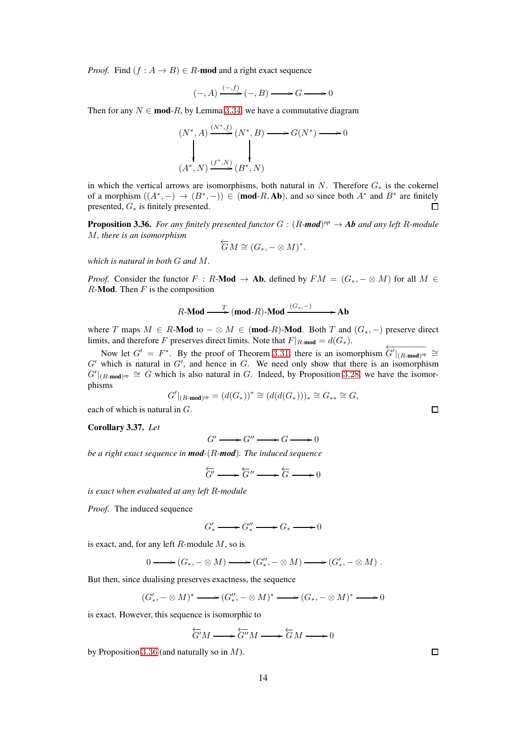*Proof.* Find $(f : A \to B) \in R\text{-}\mathbf{mod}$ and a right exact sequence

$$(-, A) \xrightarrow{(-,f)} (-, B) \longrightarrow G \longrightarrow 0$$

Then for any $N \in \mathbf{mod}\text{-}R$, by Lemma 3.34, we have a commutative diagram

$$\begin{array}{ccccccc} (N^*, A) & \xrightarrow{(N^*,f)} & (N^*, B) & \longrightarrow & G(N^*) & \longrightarrow & 0 \\ \downarrow & & \downarrow & & & & \\ (A^*, N) & \xrightarrow{(f^*,N)} & (B^*, N) & & & & \end{array}$$

in which the vertical arrows are isomorphisms, both natural in $N$. Therefore $G_*$ is the cokernel of a morphism $((A^*, -) \to (B^*, -)) \in (\mathbf{mod}\text{-}R, \mathbf{Ab})$, and so since both $A^*$ and $B^*$ are finitely presented, $G_*$ is finitely presented. $\square$

**Proposition 3.36.** *For any finitely presented functor $G : (R\text{-}\boldsymbol{mod})^{op} \to \boldsymbol{Ab}$ and any left $R$-module $M$, there is an isomorphism*

$$\overleftarrow{G} M \cong (G_*, - \otimes M)^*.$$

*which is natural in both $G$ and $M$.*

*Proof.* Consider the functor $F : R\text{-}\mathbf{Mod} \to \mathbf{Ab}$, defined by $FM = (G_*, - \otimes M)$ for all $M \in R\text{-}\mathbf{Mod}$. Then $F$ is the composition

$$R\text{-}\mathbf{Mod} \xrightarrow{T} (\mathbf{mod}\text{-}R)\text{-}\mathbf{Mod} \xrightarrow{(G_*,-)} \mathbf{Ab}$$

where $T$ maps $M \in R\text{-}\mathbf{Mod}$ to $- \otimes M \in (\mathbf{mod}\text{-}R)\text{-}\mathbf{Mod}$. Both $T$ and $(G_*, -)$ preserve direct limits, and therefore $F$ preserves direct limits. Note that $F|_{R\text{-}\mathbf{mod}} = d(G_*)$.

Now let $G' = F^*$. By the proof of Theorem 3.31, there is an isomorphism $\overleftarrow{G'|_{(R\text{-}\mathbf{mod})^{op}}} \cong G'$ which is natural in $G'$, and hence in $G$. We need only show that there is an isomorphism $G'|_{(R\text{-}\mathbf{mod})^{op}} \cong G$ which is also natural in $G$. Indeed, by Proposition 3.28, we have the isomorphisms

$$G'|_{(R\text{-}\mathbf{mod})^{op}} = (d(G_*))^* \cong (d(d(G_*)))_* \cong G_{**} \cong G,$$

each of which is natural in $G$. $\square$

**Corollary 3.37.** *Let*

$$G' \longrightarrow G'' \longrightarrow G \longrightarrow 0$$

*be a right exact sequence in* $\boldsymbol{mod}$-$(R$-$\boldsymbol{mod})$*. The induced sequence*

$$\overleftarrow{G'} \longrightarrow \overleftarrow{G''} \longrightarrow \overleftarrow{G} \longrightarrow 0$$

*is exact when evaluated at any left $R$-module*

*Proof.* The induced sequence

$$G'_* \longrightarrow G''_* \longrightarrow G_* \longrightarrow 0$$

is exact, and, for any left $R$-module $M$, so is

$$0 \longrightarrow (G_*, - \otimes M) \longrightarrow (G''_*, - \otimes M) \longrightarrow (G'_*, - \otimes M)\ .$$

But then, since dualising preserves exactness, the sequence

$$(G'_*, - \otimes M)^* \longrightarrow (G''_*, - \otimes M)^* \longrightarrow (G_*, - \otimes M)^* \longrightarrow 0$$

is exact. However, this sequence is isomorphic to

$$\overleftarrow{G'} M \longrightarrow \overleftarrow{G''} M \longrightarrow \overleftarrow{G} M \longrightarrow 0$$

by Proposition 3.36 (and naturally so in $M$). $\square$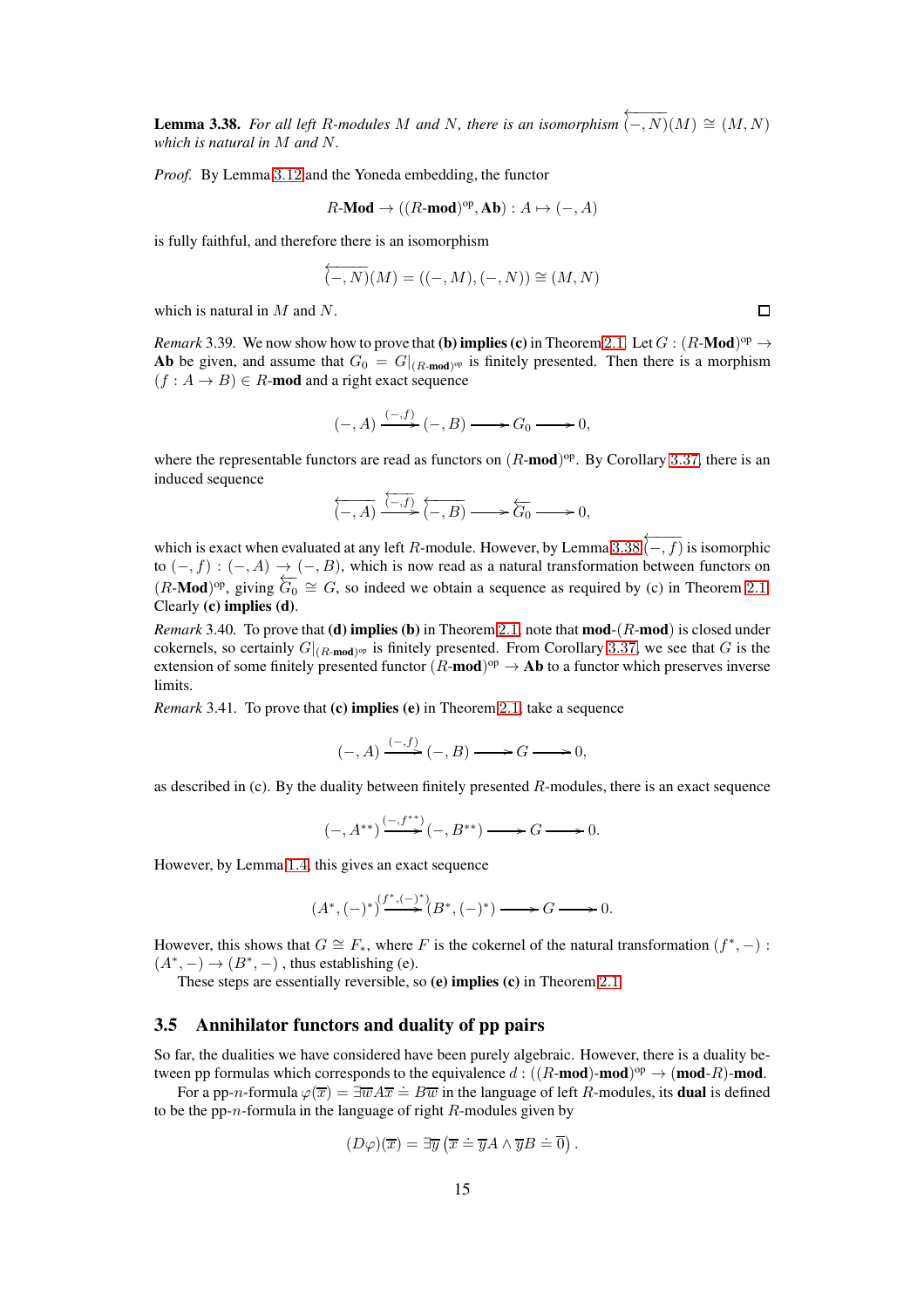**Lemma 3.38.** *For all left $R$-modules $M$ and $N$, there is an isomorphism $\overleftarrow{(-,N)}(M) \cong (M,N)$ which is natural in $M$ and $N$.*

*Proof.* By Lemma 3.12 and the Yoneda embedding, the functor

$$R\text{-}\mathbf{Mod} \to ((R\text{-}\mathbf{mod})^{\mathrm{op}}, \mathbf{Ab}) : A \mapsto (-,A)$$

is fully faithful, and therefore there is an isomorphism

$$\overleftarrow{(-,N)}(M) = ((-,M),(-,N)) \cong (M,N)$$

which is natural in $M$ and $N$. □

*Remark* 3.39. We now show how to prove that **(b) implies (c)** in Theorem 2.1. Let $G : (R\text{-}\mathbf{Mod})^{\mathrm{op}} \to \mathbf{Ab}$ be given, and assume that $G_0 = G|_{(R\text{-}\mathbf{mod})^{\mathrm{op}}}$ is finitely presented. Then there is a morphism $(f : A \to B) \in R\text{-}\mathbf{mod}$ and a right exact sequence

$$(-,A) \xrightarrow{(-,f)} (-,B) \longrightarrow G_0 \longrightarrow 0,$$

where the representable functors are read as functors on $(R\text{-}\mathbf{mod})^{\mathrm{op}}$. By Corollary 3.37, there is an induced sequence

$$\overleftarrow{(-,A)} \xrightarrow{\overleftarrow{(-,f)}} \overleftarrow{(-,B)} \longrightarrow \overleftarrow{G_0} \longrightarrow 0,$$

which is exact when evaluated at any left $R$-module. However, by Lemma 3.38 $\overleftarrow{(-,f)}$ is isomorphic to $(-,f) : (-,A) \to (-,B)$, which is now read as a natural transformation between functors on $(R\text{-}\mathbf{Mod})^{\mathrm{op}}$, giving $\overleftarrow{G_0} \cong G$, so indeed we obtain a sequence as required by (c) in Theorem 2.1. Clearly **(c) implies (d)**.

*Remark* 3.40. To prove that **(d) implies (b)** in Theorem 2.1, note that $\mathbf{mod}\text{-}(R\text{-}\mathbf{mod})$ is closed under cokernels, so certainly $G|_{(R\text{-}\mathbf{mod})^{\mathrm{op}}}$ is finitely presented. From Corollary 3.37, we see that $G$ is the extension of some finitely presented functor $(R\text{-}\mathbf{mod})^{\mathrm{op}} \to \mathbf{Ab}$ to a functor which preserves inverse limits.

*Remark* 3.41. To prove that **(c) implies (e)** in Theorem 2.1, take a sequence

$$(-,A) \xrightarrow{(-,f)} (-,B) \longrightarrow G \longrightarrow 0,$$

as described in (c). By the duality between finitely presented $R$-modules, there is an exact sequence

$$(-,A^{**}) \xrightarrow{(-,f^{**})} (-,B^{**}) \longrightarrow G \longrightarrow 0.$$

However, by Lemma 1.4, this gives an exact sequence

$$(A^*,(-)^*) \xrightarrow{(f^*,(-)^*)} (B^*,(-)^*) \longrightarrow G \longrightarrow 0.$$

However, this shows that $G \cong F_*$, where $F$ is the cokernel of the natural transformation $(f^*,-) : (A^*,-) \to (B^*,-)$ , thus establishing (e).

These steps are essentially reversible, so **(e) implies (c)** in Theorem 2.1.

### 3.5 Annihilator functors and duality of pp pairs

So far, the dualities we have considered have been purely algebraic. However, there is a duality between pp formulas which corresponds to the equivalence $d : ((R\text{-}\mathbf{mod})\text{-}\mathbf{mod})^{\mathrm{op}} \to (\mathbf{mod}\text{-}R)\text{-}\mathbf{mod}$.

For a pp-$n$-formula $\varphi(\overline{x}) = \exists \overline{w} A\overline{x} \doteq B\overline{w}$ in the language of left $R$-modules, its **dual** is defined to be the pp-$n$-formula in the language of right $R$-modules given by

$$(D\varphi)(\overline{x}) = \exists \overline{y} \left( \overline{x} \doteq \overline{y}A \wedge \overline{y}B \doteq \overline{0} \right).$$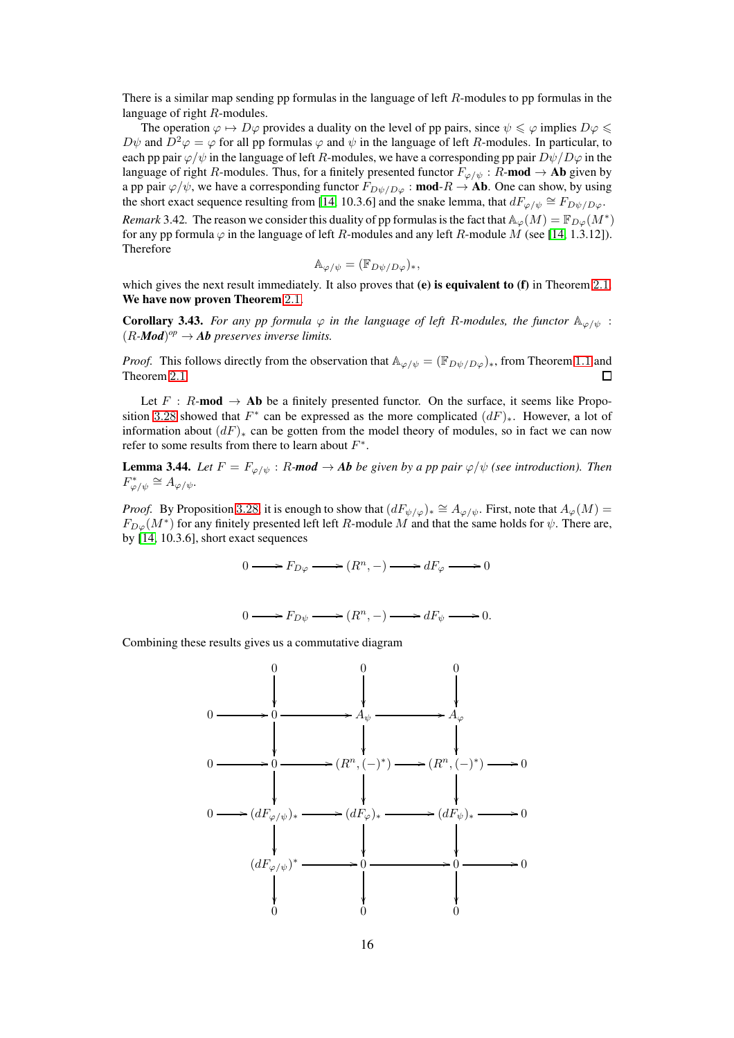There is a similar map sending pp formulas in the language of left $R$-modules to pp formulas in the language of right $R$-modules.

The operation $\varphi \mapsto D\varphi$ provides a duality on the level of pp pairs, since $\psi \leqslant \varphi$ implies $D\varphi \leqslant D\psi$ and $D^2\varphi = \varphi$ for all pp formulas $\varphi$ and $\psi$ in the language of left $R$-modules. In particular, to each pp pair $\varphi/\psi$ in the language of left $R$-modules, we have a corresponding pp pair $D\psi/D\varphi$ in the language of right $R$-modules. Thus, for a finitely presented functor $F_{\varphi/\psi} : R\text{-}\mathbf{mod} \to \mathbf{Ab}$ given by a pp pair $\varphi/\psi$, we have a corresponding functor $F_{D\psi/D\varphi} : \mathbf{mod}\text{-}R \to \mathbf{Ab}$. One can show, by using the short exact sequence resulting from [14, 10.3.6] and the snake lemma, that $dF_{\varphi/\psi} \cong F_{D\psi/D\varphi}$.

*Remark* 3.42. The reason we consider this duality of pp formulas is the fact that $\mathbb{A}_\varphi(M) = \mathbb{F}_{D\varphi}(M^*)$ for any pp formula $\varphi$ in the language of left $R$-modules and any left $R$-module $M$ (see [14, 1.3.12]). Therefore

$$\mathbb{A}_{\varphi/\psi} = (\mathbb{F}_{D\psi/D\varphi})_*,$$

which gives the next result immediately. It also proves that **(e) is equivalent to (f)** in Theorem 2.1. **We have now proven Theorem 2.1.**

**Corollary 3.43.** *For any pp formula $\varphi$ in the language of left $R$-modules, the functor $\mathbb{A}_{\varphi/\psi} : (R\text{-}\mathbf{Mod})^{op} \to \mathbf{Ab}$ preserves inverse limits.*

*Proof.* This follows directly from the observation that $\mathbb{A}_{\varphi/\psi} = (\mathbb{F}_{D\psi/D\varphi})_*$, from Theorem 1.1 and Theorem 2.1. □

Let $F : R\text{-}\mathbf{mod} \to \mathbf{Ab}$ be a finitely presented functor. On the surface, it seems like Proposition 3.28 showed that $F^*$ can be expressed as the more complicated $(dF)_*$. However, a lot of information about $(dF)_*$ can be gotten from the model theory of modules, so in fact we can now refer to some results from there to learn about $F^*$.

**Lemma 3.44.** *Let $F = F_{\varphi/\psi} : R\text{-}\mathbf{mod} \to \mathbf{Ab}$ be given by a pp pair $\varphi/\psi$ (see introduction). Then $F^*_{\varphi/\psi} \cong A_{\varphi/\psi}$.*

*Proof.* By Proposition 3.28, it is enough to show that $(dF_{\psi/\varphi})_* \cong A_{\varphi/\psi}$. First, note that $A_\varphi(M) = F_{D\varphi}(M^*)$ for any finitely presented left left $R$-module $M$ and that the same holds for $\psi$. There are, by [14, 10.3.6], short exact sequences

$$0 \longrightarrow F_{D\varphi} \longrightarrow (R^n, -) \longrightarrow dF_\varphi \longrightarrow 0$$

$$0 \longrightarrow F_{D\psi} \longrightarrow (R^n, -) \longrightarrow dF_\psi \longrightarrow 0.$$

Combining these results gives us a commutative diagram

$$\begin{array}{ccccccccc}
 & & 0 & & 0 & & 0 & & \\
 & & \downarrow & & \downarrow & & \downarrow & & \\
0 & \to & 0 & \to & A_\psi & \to & A_\varphi & & \\
 & & \downarrow & & \downarrow & & \downarrow & & \\
0 & \to & 0 & \to & (R^n, (-)^*) & \to & (R^n, (-)^*) & \to & 0 \\
 & & \downarrow & & \downarrow & & \downarrow & & \\
0 & \to & (dF_{\varphi/\psi})_* & \to & (dF_\varphi)_* & \to & (dF_\psi)_* & \to & 0 \\
 & & \downarrow & & \downarrow & & \downarrow & & \\
 & & (dF_{\varphi/\psi})^* & \to & 0 & \to & 0 & \to & 0 \\
 & & \downarrow & & \downarrow & & \downarrow & & \\
 & & 0 & & 0 & & 0 & &
\end{array}$$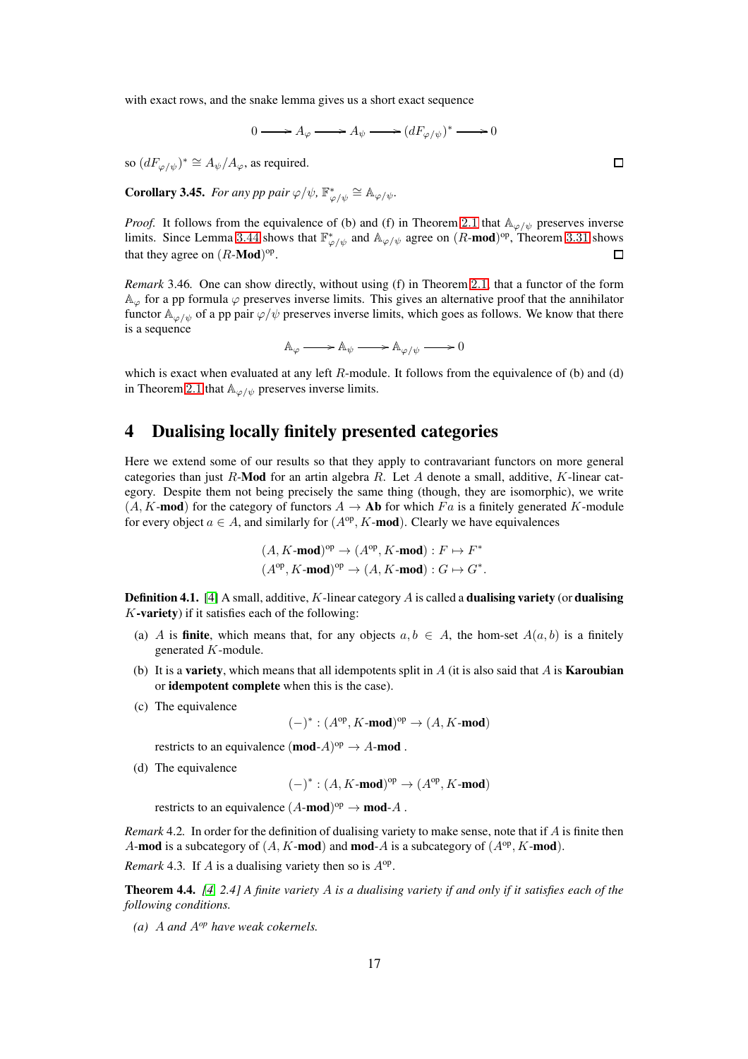with exact rows, and the snake lemma gives us a short exact sequence

$$0 \longrightarrow A_\varphi \longrightarrow A_\psi \longrightarrow (dF_{\varphi/\psi})^* \longrightarrow 0$$

so $(dF_{\varphi/\psi})^* \cong A_\psi/A_\varphi$, as required. □

**Corollary 3.45.** *For any pp pair $\varphi/\psi$, $\mathbb{F}^*_{\varphi/\psi} \cong \mathbb{A}_{\varphi/\psi}$.*

*Proof.* It follows from the equivalence of (b) and (f) in Theorem 2.1 that $\mathbb{A}_{\varphi/\psi}$ preserves inverse limits. Since Lemma 3.44 shows that $\mathbb{F}^*_{\varphi/\psi}$ and $\mathbb{A}_{\varphi/\psi}$ agree on $(R\text{-}\mathbf{mod})^{\mathrm{op}}$, Theorem 3.31 shows that they agree on $(R\text{-}\mathbf{Mod})^{\mathrm{op}}$. □

*Remark* 3.46. One can show directly, without using (f) in Theorem 2.1, that a functor of the form $\mathbb{A}_\varphi$ for a pp formula $\varphi$ preserves inverse limits. This gives an alternative proof that the annihilator functor $\mathbb{A}_{\varphi/\psi}$ of a pp pair $\varphi/\psi$ preserves inverse limits, which goes as follows. We know that there is a sequence

$$\mathbb{A}_\varphi \longrightarrow \mathbb{A}_\psi \longrightarrow \mathbb{A}_{\varphi/\psi} \longrightarrow 0$$

which is exact when evaluated at any left $R$-module. It follows from the equivalence of (b) and (d) in Theorem 2.1 that $\mathbb{A}_{\varphi/\psi}$ preserves inverse limits.

## 4 Dualising locally finitely presented categories

Here we extend some of our results so that they apply to contravariant functors on more general categories than just $R$-**Mod** for an artin algebra $R$. Let $A$ denote a small, additive, $K$-linear category. Despite them not being precisely the same thing (though, they are isomorphic), we write $(A, K\text{-}\mathbf{mod})$ for the category of functors $A \to \mathbf{Ab}$ for which $Fa$ is a finitely generated $K$-module for every object $a \in A$, and similarly for $(A^{\mathrm{op}}, K\text{-}\mathbf{mod})$. Clearly we have equivalences

$$(A, K\text{-}\mathbf{mod})^{\mathrm{op}} \to (A^{\mathrm{op}}, K\text{-}\mathbf{mod}) : F \mapsto F^*$$
$$(A^{\mathrm{op}}, K\text{-}\mathbf{mod})^{\mathrm{op}} \to (A, K\text{-}\mathbf{mod}) : G \mapsto G^*.$$

**Definition 4.1.** [4] A small, additive, $K$-linear category $A$ is called a **dualising variety** (or **dualising $K$-variety**) if it satisfies each of the following:

(a) $A$ is **finite**, which means that, for any objects $a, b \in A$, the hom-set $A(a, b)$ is a finitely generated $K$-module.

(b) It is a **variety**, which means that all idempotents split in $A$ (it is also said that $A$ is **Karoubian** or **idempotent complete** when this is the case).

(c) The equivalence
$$(-)^* : (A^{\mathrm{op}}, K\text{-}\mathbf{mod})^{\mathrm{op}} \to (A, K\text{-}\mathbf{mod})$$
restricts to an equivalence $(\mathbf{mod}\text{-}A)^{\mathrm{op}} \to A\text{-}\mathbf{mod}$ .

(d) The equivalence
$$(-)^* : (A, K\text{-}\mathbf{mod})^{\mathrm{op}} \to (A^{\mathrm{op}}, K\text{-}\mathbf{mod})$$
restricts to an equivalence $(A\text{-}\mathbf{mod})^{\mathrm{op}} \to \mathbf{mod}\text{-}A$ .

*Remark* 4.2. In order for the definition of dualising variety to make sense, note that if $A$ is finite then $A$-**mod** is a subcategory of $(A, K\text{-}\mathbf{mod})$ and **mod**-$A$ is a subcategory of $(A^{\mathrm{op}}, K\text{-}\mathbf{mod})$.

*Remark* 4.3. If $A$ is a dualising variety then so is $A^{\mathrm{op}}$.

**Theorem 4.4.** *[4, 2.4] A finite variety $A$ is a dualising variety if and only if it satisfies each of the following conditions.*

*(a) $A$ and $A^{op}$ have weak cokernels.*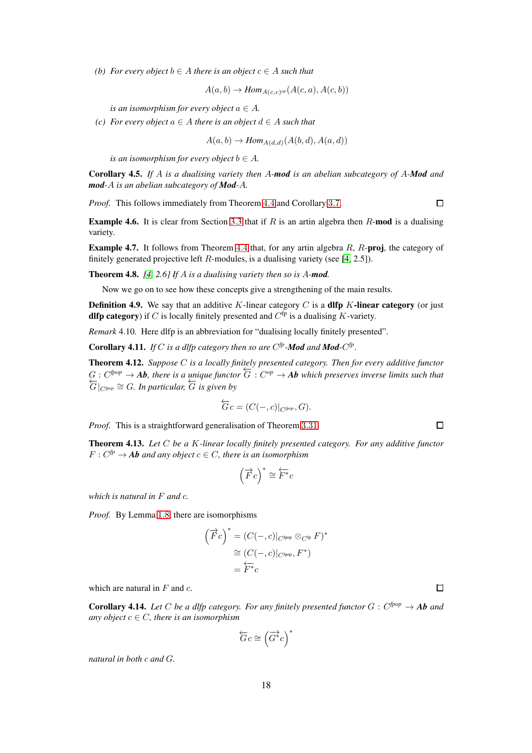(b) *For every object $b \in A$ there is an object $c \in A$ such that*

$$A(a,b) \to \mathit{Hom}_{A(c,c)^{op}}(A(c,a), A(c,b))$$

*is an isomorphism for every object $a \in A$.*

(c) *For every object $a \in A$ there is an object $d \in A$ such that*

$$A(a,b) \to \mathit{Hom}_{A(d,d)}(A(b,d), A(a,d))$$

*is an isomorphism for every object $b \in A$.*

**Corollary 4.5.** *If $A$ is a dualising variety then $A$-**mod** is an abelian subcategory of $A$-**Mod** and **mod**-$A$ is an abelian subcategory of **Mod**-$A$.*

*Proof.* This follows immediately from Theorem 4.4 and Corollary 3.7. □

**Example 4.6.** It is clear from Section 3.3 that if $R$ is an artin algebra then $R$-**mod** is a dualising variety.

**Example 4.7.** It follows from Theorem 4.4 that, for any artin algebra $R$, $R$-**proj**, the category of finitely generated projective left $R$-modules, is a dualising variety (see [4, 2.5]).

**Theorem 4.8.** *[4, 2.6] If $A$ is a dualising variety then so is $A$-**mod**.*

Now we go on to see how these concepts give a strengthening of the main results.

**Definition 4.9.** We say that an additive $K$-linear category $C$ is a **dlfp $K$-linear category** (or just **dlfp category**) if $C$ is locally finitely presented and $C^{\mathrm{fp}}$ is a dualising $K$-variety.

*Remark* 4.10. Here dlfp is an abbreviation for "dualising locally finitely presented".

**Corollary 4.11.** *If $C$ is a dlfp category then so are $C^{\mathrm{fp}}$-**Mod** and **Mod**-$C^{\mathrm{fp}}$.*

**Theorem 4.12.** *Suppose $C$ is a locally finitely presented category. Then for every additive functor $G : C^{\mathrm{fpop}} \to$ **Ab**, there is a unique functor $\overleftarrow{G} : C^{op} \to$ **Ab** which preserves inverse limits such that $\overleftarrow{G}|_{C^{\mathrm{fpop}}} \cong G$. In particular, $\overleftarrow{G}$ is given by*

$$\overleftarrow{G}c = (C(-,c)|_{C^{\mathrm{fpop}}}, G).$$

*Proof.* This is a straightforward generalisation of Theorem 3.31. □

**Theorem 4.13.** *Let $C$ be a $K$-linear locally finitely presented category. For any additive functor $F : C^{\mathrm{fp}} \to$ **Ab** and any object $c \in C$, there is an isomorphism*

$$\left(\overrightarrow{F}c\right)^* \cong \overleftarrow{F^*}c$$

*which is natural in $F$ and $c$.*

*Proof.* By Lemma 1.8, there are isomorphisms

$$\begin{aligned}\left(\overrightarrow{F}c\right)^* &= (C(-,c)|_{C^{\mathrm{fpop}}} \otimes_{C^{\mathrm{fp}}} F)^* \\ &\cong (C(-,c)|_{C^{\mathrm{fpop}}}, F^*) \\ &= \overleftarrow{F^*}c\end{aligned}$$

which are natural in $F$ and $c$. □

**Corollary 4.14.** *Let $C$ be a dlfp category. For any finitely presented functor $G : C^{\mathrm{fpop}} \to$ **Ab** and any object $c \in C$, there is an isomorphism*

$$\overleftarrow{G}c \cong \left(\overrightarrow{G^*}c\right)^*$$

*natural in both $c$ and $G$.*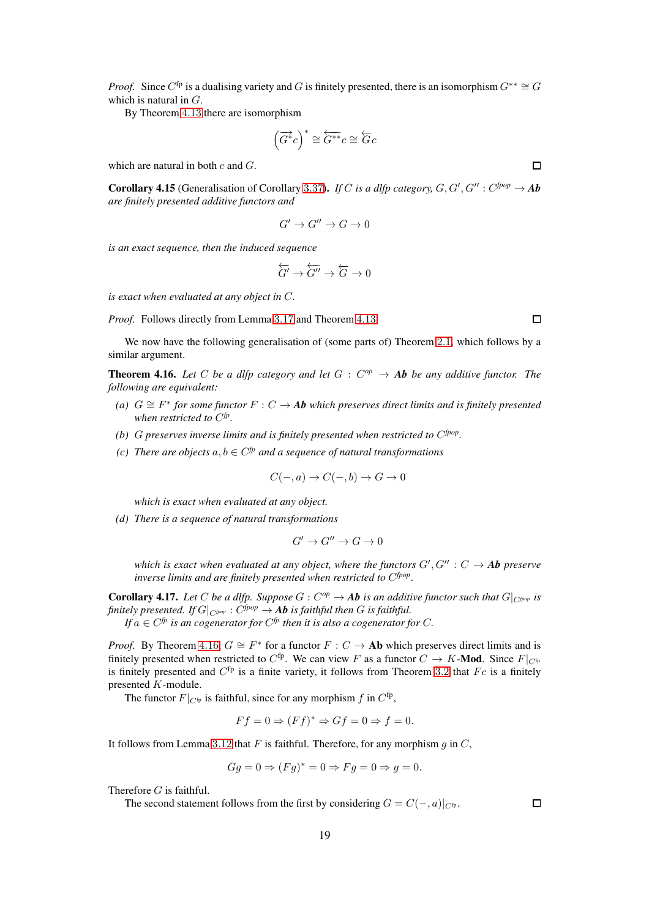*Proof.* Since $C^{\text{fp}}$ is a dualising variety and $G$ is finitely presented, there is an isomorphism $G^{**} \cong G$ which is natural in $G$.

By Theorem 4.13 there are isomorphism

$$\left(\overrightarrow{G^*}c\right)^* \cong \overleftarrow{G^{**}}c \cong \overleftarrow{G}c$$

which are natural in both $c$ and $G$. □

**Corollary 4.15** (Generalisation of Corollary 3.37)**.** *If $C$ is a dlfp category, $G, G', G'' : C^{\text{fp}op} \to$ **Ab** are finitely presented additive functors and*

$$G' \to G'' \to G \to 0$$

*is an exact sequence, then the induced sequence*

$$\overleftarrow{G'} \to \overleftarrow{G''} \to \overleftarrow{G} \to 0$$

*is exact when evaluated at any object in $C$.*

*Proof.* Follows directly from Lemma 3.17 and Theorem 4.13. □

We now have the following generalisation of (some parts of) Theorem 2.1, which follows by a similar argument.

**Theorem 4.16.** *Let $C$ be a dlfp category and let $G : C^{op} \to$ **Ab** be any additive functor. The following are equivalent:*

- *(a) $G \cong F^*$ for some functor $F : C \to$ **Ab** which preserves direct limits and is finitely presented when restricted to $C^{\text{fp}}$.*
- *(b) $G$ preserves inverse limits and is finitely presented when restricted to $C^{\text{fp}op}$.*
- *(c) There are objects $a, b \in C^{\text{fp}}$ and a sequence of natural transformations*

$$C(-, a) \to C(-, b) \to G \to 0$$

  *which is exact when evaluated at any object.*
- *(d) There is a sequence of natural transformations*

$$G' \to G'' \to G \to 0$$

  *which is exact when evaluated at any object, where the functors $G', G'' : C \to$ **Ab** preserve inverse limits and are finitely presented when restricted to $C^{\text{fp}op}$.*

**Corollary 4.17.** *Let $C$ be a dlfp. Suppose $G : C^{op} \to$ **Ab** is an additive functor such that $G|_{C^{\text{fp}op}}$ is finitely presented. If $G|_{C^{\text{fp}op}} : C^{\text{fp}op} \to$ **Ab** is faithful then $G$ is faithful.*

*If $a \in C^{\text{fp}}$ is an cogenerator for $C^{\text{fp}}$ then it is also a cogenerator for $C$.*

*Proof.* By Theorem 4.16, $G \cong F^*$ for a functor $F : C \to$ **Ab** which preserves direct limits and is finitely presented when restricted to $C^{\text{fp}}$. We can view $F$ as a functor $C \to K$-**Mod**. Since $F|_{C^{\text{fp}}}$ is finitely presented and $C^{\text{fp}}$ is a finite variety, it follows from Theorem 3.2 that $Fc$ is a finitely presented $K$-module.

The functor $F|_{C^{\text{fp}}}$ is faithful, since for any morphism $f$ in $C^{\text{fp}}$,

$$Ff = 0 \Rightarrow (Ff)^* \Rightarrow Gf = 0 \Rightarrow f = 0.$$

It follows from Lemma 3.12 that $F$ is faithful. Therefore, for any morphism $g$ in $C$,

$$Gg = 0 \Rightarrow (Fg)^* = 0 \Rightarrow Fg = 0 \Rightarrow g = 0.$$

Therefore $G$ is faithful.

The second statement follows from the first by considering $G = C(-, a)|_{C^{\text{fp}}}$. □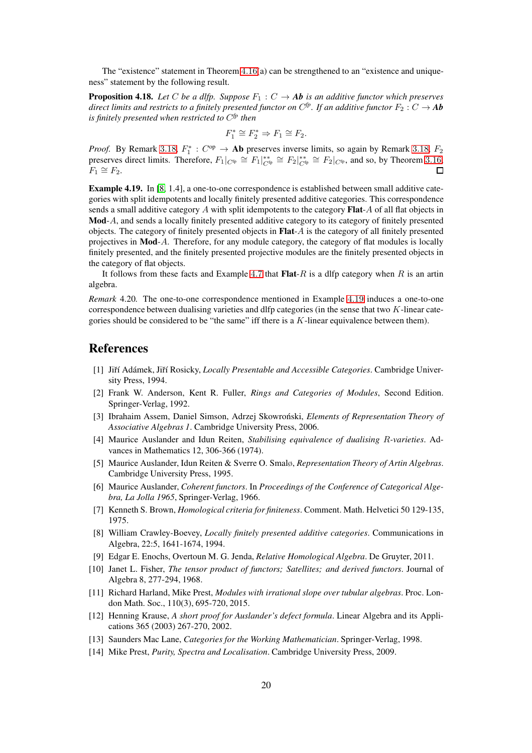The "existence" statement in Theorem 4.16(a) can be strengthened to an "existence and uniqueness" statement by the following result.

**Proposition 4.18.** *Let $C$ be a dlfp. Suppose $F_1 : C \to$ **Ab** is an additive functor which preserves direct limits and restricts to a finitely presented functor on $C^{fp}$. If an additive functor $F_2 : C \to$ **Ab** is finitely presented when restricted to $C^{fp}$ then*

$$F_1^* \cong F_2^* \Rightarrow F_1 \cong F_2.$$

*Proof.* By Remark 3.18, $F_1^* : C^{\text{op}} \to \mathbf{Ab}$ preserves inverse limits, so again by Remark 3.18, $F_2$ preserves direct limits. Therefore, $F_1|_{C^{\text{fp}}} \cong F_1|^{**}_{C^{\text{fp}}} \cong F_2|^{**}_{C^{\text{fp}}} \cong F_2|_{C^{\text{fp}}}$, and so, by Theorem 3.16, $F_1 \cong F_2$. □

**Example 4.19.** In [8, 1.4], a one-to-one correspondence is established between small additive categories with split idempotents and locally finitely presented additive categories. This correspondence sends a small additive category $A$ with split idempotents to the category **Flat**-$A$ of all flat objects in **Mod**-$A$, and sends a locally finitely presented additive category to its category of finitely presented objects. The category of finitely presented objects in **Flat**-$A$ is the category of all finitely presented projectives in **Mod**-$A$. Therefore, for any module category, the category of flat modules is locally finitely presented, and the finitely presented projective modules are the finitely presented objects in the category of flat objects.

It follows from these facts and Example 4.7 that **Flat**-$R$ is a dlfp category when $R$ is an artin algebra.

*Remark* 4.20*.* The one-to-one correspondence mentioned in Example 4.19 induces a one-to-one correspondence between dualising varieties and dlfp categories (in the sense that two $K$-linear categories should be considered to be "the same" iff there is a $K$-linear equivalence between them).

## References

[1] Jiří Adámek, Jiří Rosicky, *Locally Presentable and Accessible Categories*. Cambridge University Press, 1994.

[2] Frank W. Anderson, Kent R. Fuller, *Rings and Categories of Modules*, Second Edition. Springer-Verlag, 1992.

[3] Ibrahaim Assem, Daniel Simson, Adrzej Skowroński, *Elements of Representation Theory of Associative Algebras 1*. Cambridge University Press, 2006.

[4] Maurice Auslander and Idun Reiten, *Stabilising equivalence of dualising $R$-varieties*. Advances in Mathematics 12, 306-366 (1974).

[5] Maurice Auslander, Idun Reiten & Sverre O. Smalø, *Representation Theory of Artin Algebras*. Cambridge University Press, 1995.

[6] Maurice Auslander, *Coherent functors*. In *Proceedings of the Conference of Categorical Algebra, La Jolla 1965*, Springer-Verlag, 1966.

[7] Kenneth S. Brown, *Homological criteria for finiteness*. Comment. Math. Helvetici 50 129-135, 1975.

[8] William Crawley-Boevey, *Locally finitely presented additive categories*. Communications in Algebra, 22:5, 1641-1674, 1994.

[9] Edgar E. Enochs, Overtoun M. G. Jenda, *Relative Homological Algebra*. De Gruyter, 2011.

[10] Janet L. Fisher, *The tensor product of functors; Satellites; and derived functors*. Journal of Algebra 8, 277-294, 1968.

[11] Richard Harland, Mike Prest, *Modules with irrational slope over tubular algebras*. Proc. London Math. Soc., 110(3), 695-720, 2015.

[12] Henning Krause, *A short proof for Auslander's defect formula*. Linear Algebra and its Applications 365 (2003) 267-270, 2002.

[13] Saunders Mac Lane, *Categories for the Working Mathematician*. Springer-Verlag, 1998.

[14] Mike Prest, *Purity, Spectra and Localisation*. Cambridge University Press, 2009.